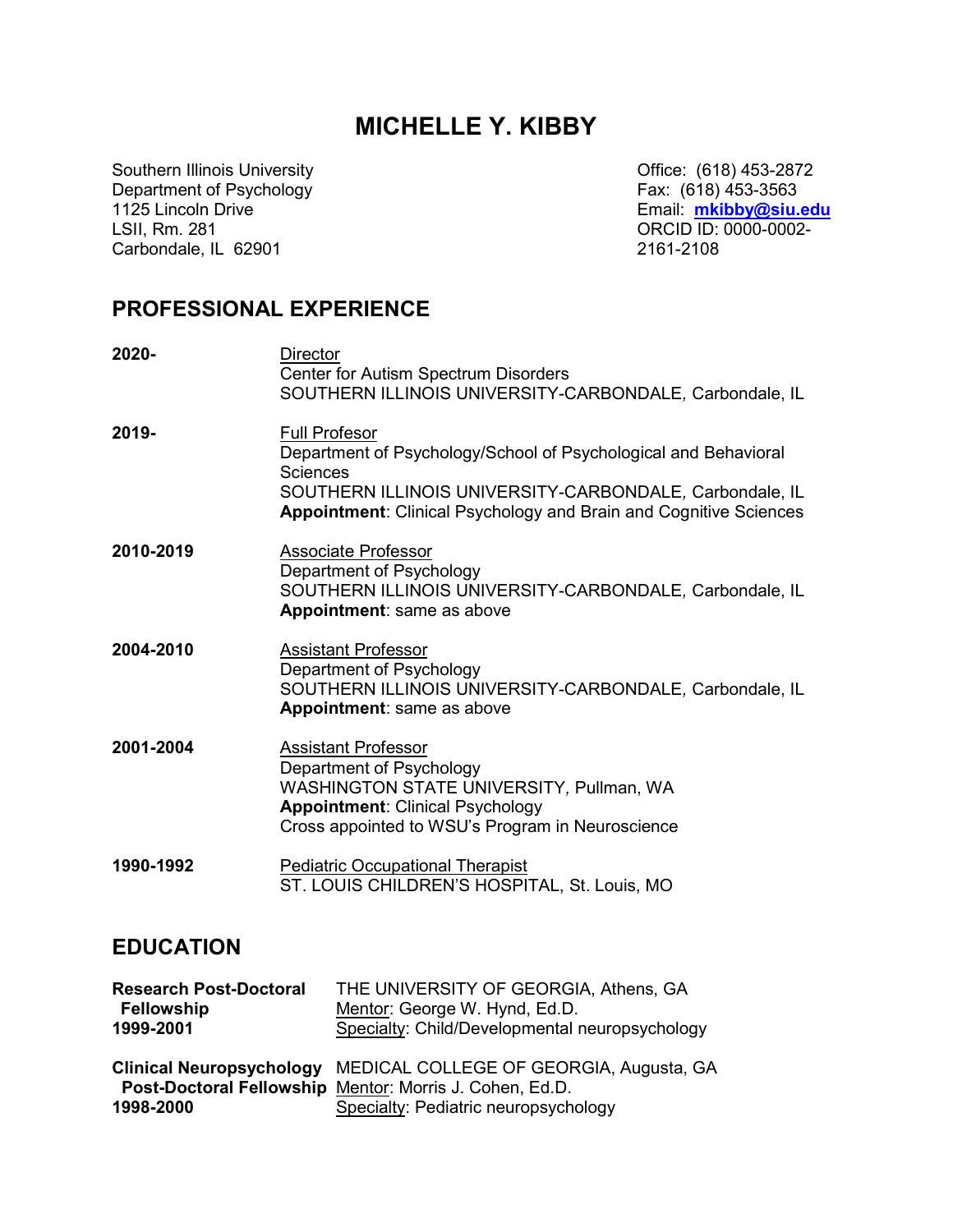# MICHELLE Y. KIBBY

Southern Illinois University
Department of Psychology
1125 Lincoln Drive
LSII, Rm. 281
Carbondale, IL 62901

Office: (618) 453-2872
Fax: (618) 453-3563
Email: **mkibby@siu.edu**
ORCID ID: 0000-0002-2161-2108

## PROFESSIONAL EXPERIENCE

**2020-**
Director
Center for Autism Spectrum Disorders
SOUTHERN ILLINOIS UNIVERSITY-CARBONDALE, Carbondale, IL

**2019-**
Full Profesor
Department of Psychology/School of Psychological and Behavioral Sciences
SOUTHERN ILLINOIS UNIVERSITY-CARBONDALE, Carbondale, IL
**Appointment**: Clinical Psychology and Brain and Cognitive Sciences

**2010-2019**
Associate Professor
Department of Psychology
SOUTHERN ILLINOIS UNIVERSITY-CARBONDALE, Carbondale, IL
**Appointment**: same as above

**2004-2010**
Assistant Professor
Department of Psychology
SOUTHERN ILLINOIS UNIVERSITY-CARBONDALE, Carbondale, IL
**Appointment**: same as above

**2001-2004**
Assistant Professor
Department of Psychology
WASHINGTON STATE UNIVERSITY, Pullman, WA
**Appointment**: Clinical Psychology
Cross appointed to WSU's Program in Neuroscience

**1990-1992**
Pediatric Occupational Therapist
ST. LOUIS CHILDREN'S HOSPITAL, St. Louis, MO

## EDUCATION

**Research Post-Doctoral Fellowship**
**1999-2001**
THE UNIVERSITY OF GEORGIA, Athens, GA
Mentor: George W. Hynd, Ed.D.
Specialty: Child/Developmental neuropsychology

**Clinical Neuropsychology Post-Doctoral Fellowship**
**1998-2000**
MEDICAL COLLEGE OF GEORGIA, Augusta, GA
Mentor: Morris J. Cohen, Ed.D.
Specialty: Pediatric neuropsychology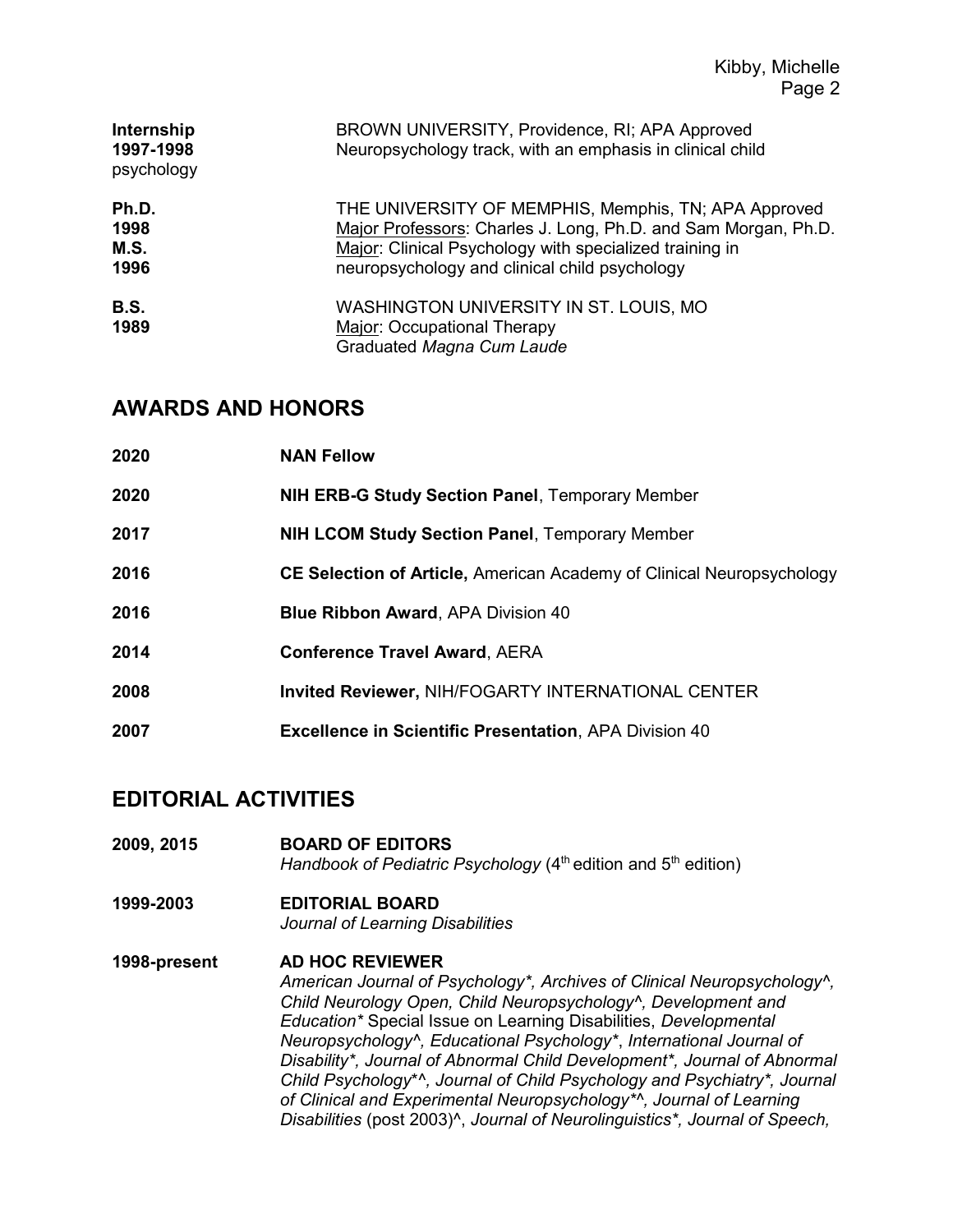**Internship**
**1997-1998**
psychology

BROWN UNIVERSITY, Providence, RI; APA Approved
Neuropsychology track, with an emphasis in clinical child

**Ph.D.**
**1998**
**M.S.**
**1996**

THE UNIVERSITY OF MEMPHIS, Memphis, TN; APA Approved
Major Professors: Charles J. Long, Ph.D. and Sam Morgan, Ph.D.
Major: Clinical Psychology with specialized training in neuropsychology and clinical child psychology

**B.S.**
**1989**

WASHINGTON UNIVERSITY IN ST. LOUIS, MO
Major: Occupational Therapy
Graduated *Magna Cum Laude*

## AWARDS AND HONORS

**2020** **NAN Fellow**

**2020** **NIH ERB-G Study Section Panel**, Temporary Member

**2017** **NIH LCOM Study Section Panel**, Temporary Member

**2016** **CE Selection of Article,** American Academy of Clinical Neuropsychology

**2016** **Blue Ribbon Award**, APA Division 40

**2014** **Conference Travel Award**, AERA

**2008** **Invited Reviewer,** NIH/FOGARTY INTERNATIONAL CENTER

**2007** **Excellence in Scientific Presentation**, APA Division 40

## EDITORIAL ACTIVITIES

**2009, 2015** **BOARD OF EDITORS**
*Handbook of Pediatric Psychology* (4th edition and 5th edition)

**1999-2003** **EDITORIAL BOARD**
*Journal of Learning Disabilities*

**1998-present** **AD HOC REVIEWER**
*American Journal of Psychology*, Archives of Clinical Neuropsychology^, Child Neurology Open, Child Neuropsychology^, Development and Education** Special Issue on Learning Disabilities, *Developmental Neuropsychology^, Educational Psychology**, *International Journal of Disability*, Journal of Abnormal Child Development*, Journal of Abnormal Child Psychology*^, Journal of Child Psychology and Psychiatry*, Journal of Clinical and Experimental Neuropsychology*^, Journal of Learning Disabilities* (post 2003)^, *Journal of Neurolinguistics*, Journal of Speech,*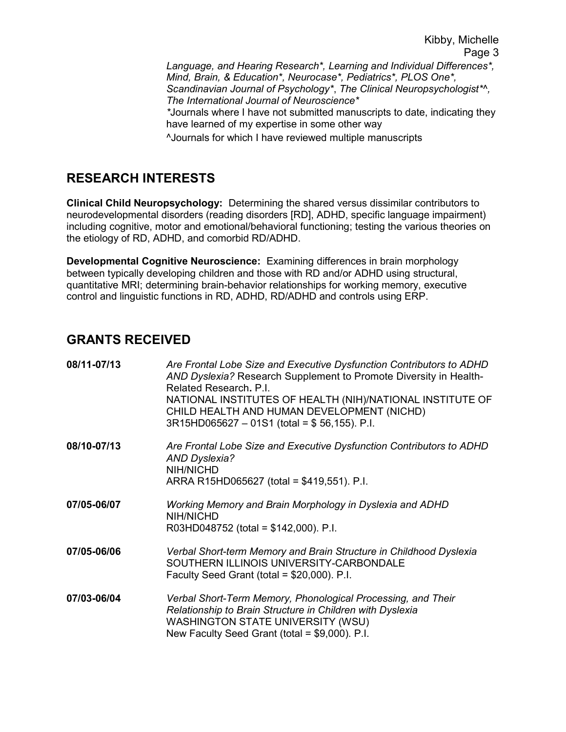*Language, and Hearing Research*\*, *Learning and Individual Differences*\*, *Mind, Brain, & Education*\*, *Neurocase*\*, *Pediatrics*\*, *PLOS One*\*, *Scandinavian Journal of Psychology*\*, *The Clinical Neuropsychologist*\*^, *The International Journal of Neuroscience*\*

\*Journals where I have not submitted manuscripts to date, indicating they have learned of my expertise in some other way

^Journals for which I have reviewed multiple manuscripts

## RESEARCH INTERESTS

**Clinical Child Neuropsychology:** Determining the shared versus dissimilar contributors to neurodevelopmental disorders (reading disorders [RD], ADHD, specific language impairment) including cognitive, motor and emotional/behavioral functioning; testing the various theories on the etiology of RD, ADHD, and comorbid RD/ADHD.

**Developmental Cognitive Neuroscience:** Examining differences in brain morphology between typically developing children and those with RD and/or ADHD using structural, quantitative MRI; determining brain-behavior relationships for working memory, executive control and linguistic functions in RD, ADHD, RD/ADHD and controls using ERP.

## GRANTS RECEIVED

**08/11-07/13** *Are Frontal Lobe Size and Executive Dysfunction Contributors to ADHD AND Dyslexia?* Research Supplement to Promote Diversity in Health-Related Research**.** P.I.
NATIONAL INSTITUTES OF HEALTH (NIH)/NATIONAL INSTITUTE OF CHILD HEALTH AND HUMAN DEVELOPMENT (NICHD)
3R15HD065627 – 01S1 (total = $ 56,155). P.I.

**08/10-07/13** *Are Frontal Lobe Size and Executive Dysfunction Contributors to ADHD AND Dyslexia?*
NIH/NICHD
ARRA R15HD065627 (total = $419,551). P.I.

**07/05-06/07** *Working Memory and Brain Morphology in Dyslexia and ADHD*
NIH/NICHD
R03HD048752 (total = $142,000). P.I.

**07/05-06/06** *Verbal Short-term Memory and Brain Structure in Childhood Dyslexia*
SOUTHERN ILLINOIS UNIVERSITY-CARBONDALE
Faculty Seed Grant (total = $20,000). P.I.

**07/03-06/04** *Verbal Short-Term Memory, Phonological Processing, and Their Relationship to Brain Structure in Children with Dyslexia*
WASHINGTON STATE UNIVERSITY (WSU)
New Faculty Seed Grant (total = $9,000). P.I.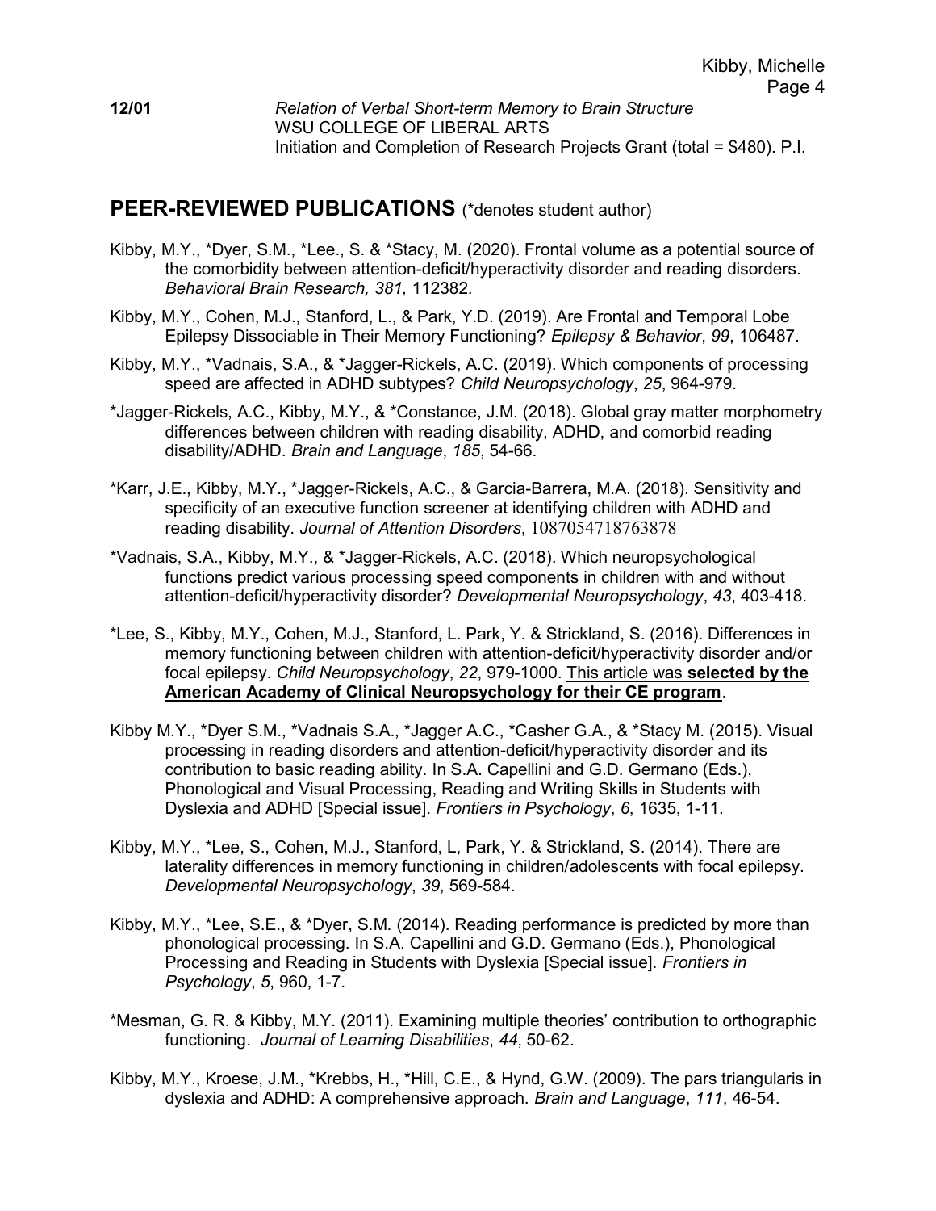**12/01** *Relation of Verbal Short-term Memory to Brain Structure*
WSU COLLEGE OF LIBERAL ARTS
Initiation and Completion of Research Projects Grant (total = $480). P.I.

## PEER-REVIEWED PUBLICATIONS (*denotes student author)

Kibby, M.Y., *Dyer, S.M., *Lee., S. & *Stacy, M. (2020). Frontal volume as a potential source of the comorbidity between attention-deficit/hyperactivity disorder and reading disorders. *Behavioral Brain Research, 381,* 112382.

Kibby, M.Y., Cohen, M.J., Stanford, L., & Park, Y.D. (2019). Are Frontal and Temporal Lobe Epilepsy Dissociable in Their Memory Functioning? *Epilepsy & Behavior*, *99*, 106487.

Kibby, M.Y., *Vadnais, S.A., & *Jagger-Rickels, A.C. (2019). Which components of processing speed are affected in ADHD subtypes? *Child Neuropsychology*, *25*, 964-979.

*Jagger-Rickels, A.C., Kibby, M.Y., & *Constance, J.M. (2018). Global gray matter morphometry differences between children with reading disability, ADHD, and comorbid reading disability/ADHD. *Brain and Language*, *185*, 54-66.

*Karr, J.E., Kibby, M.Y., *Jagger-Rickels, A.C., & Garcia-Barrera, M.A. (2018). Sensitivity and specificity of an executive function screener at identifying children with ADHD and reading disability. *Journal of Attention Disorders*, 1087054718763878

*Vadnais, S.A., Kibby, M.Y., & *Jagger-Rickels, A.C. (2018). Which neuropsychological functions predict various processing speed components in children with and without attention-deficit/hyperactivity disorder? *Developmental Neuropsychology*, *43*, 403-418.

*Lee, S., Kibby, M.Y., Cohen, M.J., Stanford, L. Park, Y. & Strickland, S. (2016). Differences in memory functioning between children with attention-deficit/hyperactivity disorder and/or focal epilepsy. *Child Neuropsychology*, *22*, 979-1000. This article was **selected by the American Academy of Clinical Neuropsychology for their CE program**.

Kibby M.Y., *Dyer S.M., *Vadnais S.A., *Jagger A.C., *Casher G.A., & *Stacy M. (2015). Visual processing in reading disorders and attention-deficit/hyperactivity disorder and its contribution to basic reading ability. In S.A. Capellini and G.D. Germano (Eds.), Phonological and Visual Processing, Reading and Writing Skills in Students with Dyslexia and ADHD [Special issue]. *Frontiers in Psychology*, *6*, 1635, 1-11.

Kibby, M.Y., *Lee, S., Cohen, M.J., Stanford, L, Park, Y. & Strickland, S. (2014). There are laterality differences in memory functioning in children/adolescents with focal epilepsy. *Developmental Neuropsychology*, *39*, 569-584.

Kibby, M.Y., *Lee, S.E., & *Dyer, S.M. (2014). Reading performance is predicted by more than phonological processing. In S.A. Capellini and G.D. Germano (Eds.), Phonological Processing and Reading in Students with Dyslexia [Special issue]. *Frontiers in Psychology*, *5*, 960, 1-7.

*Mesman, G. R. & Kibby, M.Y. (2011). Examining multiple theories' contribution to orthographic functioning. *Journal of Learning Disabilities*, *44*, 50-62.

Kibby, M.Y., Kroese, J.M., *Krebbs, H., *Hill, C.E., & Hynd, G.W. (2009). The pars triangularis in dyslexia and ADHD: A comprehensive approach. *Brain and Language*, *111*, 46-54.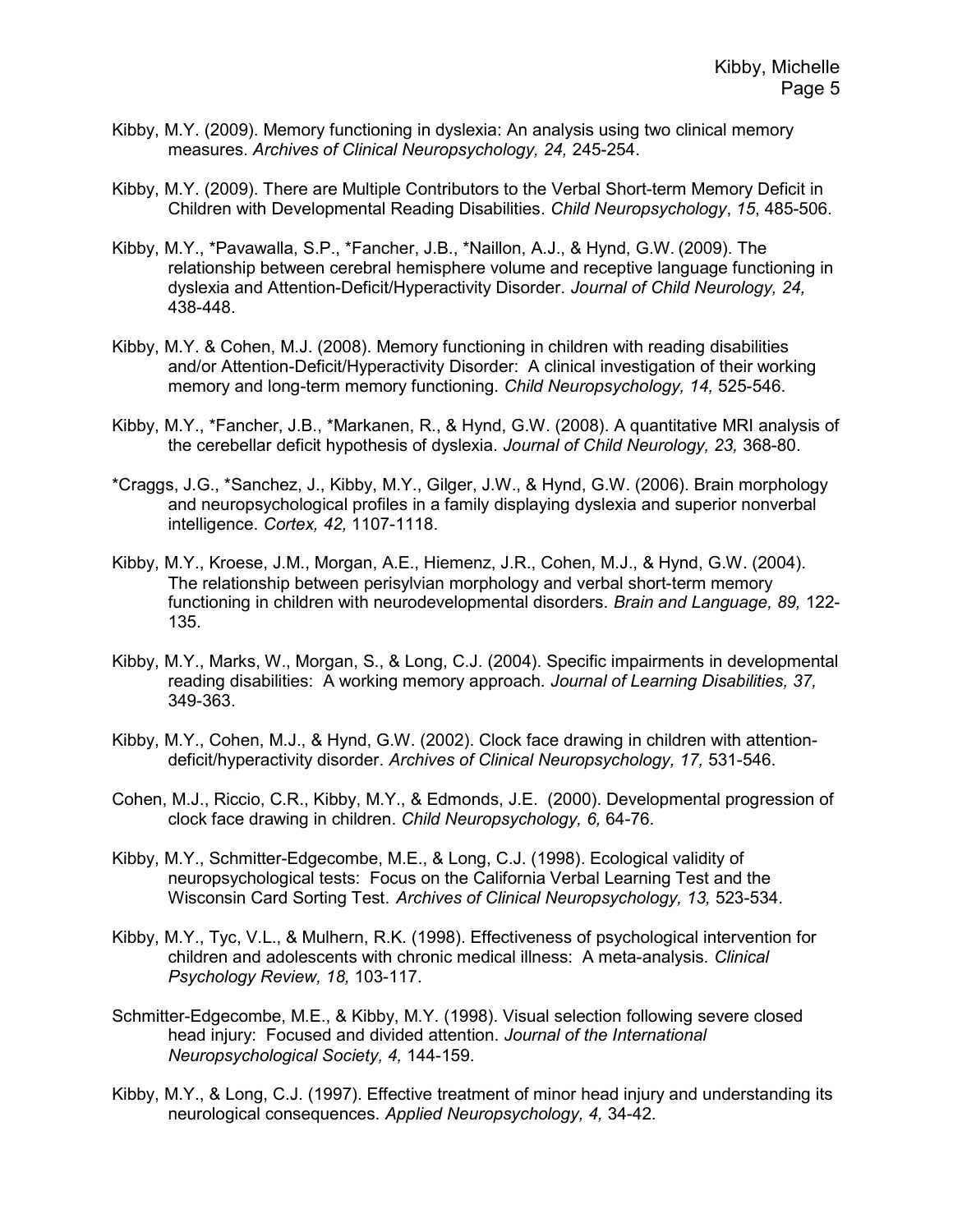Kibby, M.Y. (2009). Memory functioning in dyslexia: An analysis using two clinical memory measures. *Archives of Clinical Neuropsychology, 24,* 245-254.

Kibby, M.Y. (2009). There are Multiple Contributors to the Verbal Short-term Memory Deficit in Children with Developmental Reading Disabilities. *Child Neuropsychology*, *15*, 485-506.

Kibby, M.Y., *Pavawalla, S.P., *Fancher, J.B., *Naillon, A.J., & Hynd, G.W. (2009). The relationship between cerebral hemisphere volume and receptive language functioning in dyslexia and Attention-Deficit/Hyperactivity Disorder. *Journal of Child Neurology, 24,* 438-448.

Kibby, M.Y. & Cohen, M.J. (2008). Memory functioning in children with reading disabilities and/or Attention-Deficit/Hyperactivity Disorder: A clinical investigation of their working memory and long-term memory functioning. *Child Neuropsychology, 14,* 525-546.

Kibby, M.Y., *Fancher, J.B., *Markanen, R., & Hynd, G.W. (2008). A quantitative MRI analysis of the cerebellar deficit hypothesis of dyslexia. *Journal of Child Neurology, 23,* 368-80.

*Craggs, J.G., *Sanchez, J., Kibby, M.Y., Gilger, J.W., & Hynd, G.W. (2006). Brain morphology and neuropsychological profiles in a family displaying dyslexia and superior nonverbal intelligence. *Cortex, 42,* 1107-1118.

Kibby, M.Y., Kroese, J.M., Morgan, A.E., Hiemenz, J.R., Cohen, M.J., & Hynd, G.W. (2004). The relationship between perisylvian morphology and verbal short-term memory functioning in children with neurodevelopmental disorders. *Brain and Language, 89,* 122-135.

Kibby, M.Y., Marks, W., Morgan, S., & Long, C.J. (2004). Specific impairments in developmental reading disabilities: A working memory approach. *Journal of Learning Disabilities, 37,* 349-363.

Kibby, M.Y., Cohen, M.J., & Hynd, G.W. (2002). Clock face drawing in children with attention-deficit/hyperactivity disorder. *Archives of Clinical Neuropsychology, 17,* 531-546.

Cohen, M.J., Riccio, C.R., Kibby, M.Y., & Edmonds, J.E. (2000). Developmental progression of clock face drawing in children. *Child Neuropsychology, 6,* 64-76.

Kibby, M.Y., Schmitter-Edgecombe, M.E., & Long, C.J. (1998). Ecological validity of neuropsychological tests: Focus on the California Verbal Learning Test and the Wisconsin Card Sorting Test. *Archives of Clinical Neuropsychology, 13,* 523-534.

Kibby, M.Y., Tyc, V.L., & Mulhern, R.K. (1998). Effectiveness of psychological intervention for children and adolescents with chronic medical illness: A meta-analysis. *Clinical Psychology Review, 18,* 103-117.

Schmitter-Edgecombe, M.E., & Kibby, M.Y. (1998). Visual selection following severe closed head injury: Focused and divided attention. *Journal of the International Neuropsychological Society, 4,* 144-159.

Kibby, M.Y., & Long, C.J. (1997). Effective treatment of minor head injury and understanding its neurological consequences. *Applied Neuropsychology, 4,* 34-42.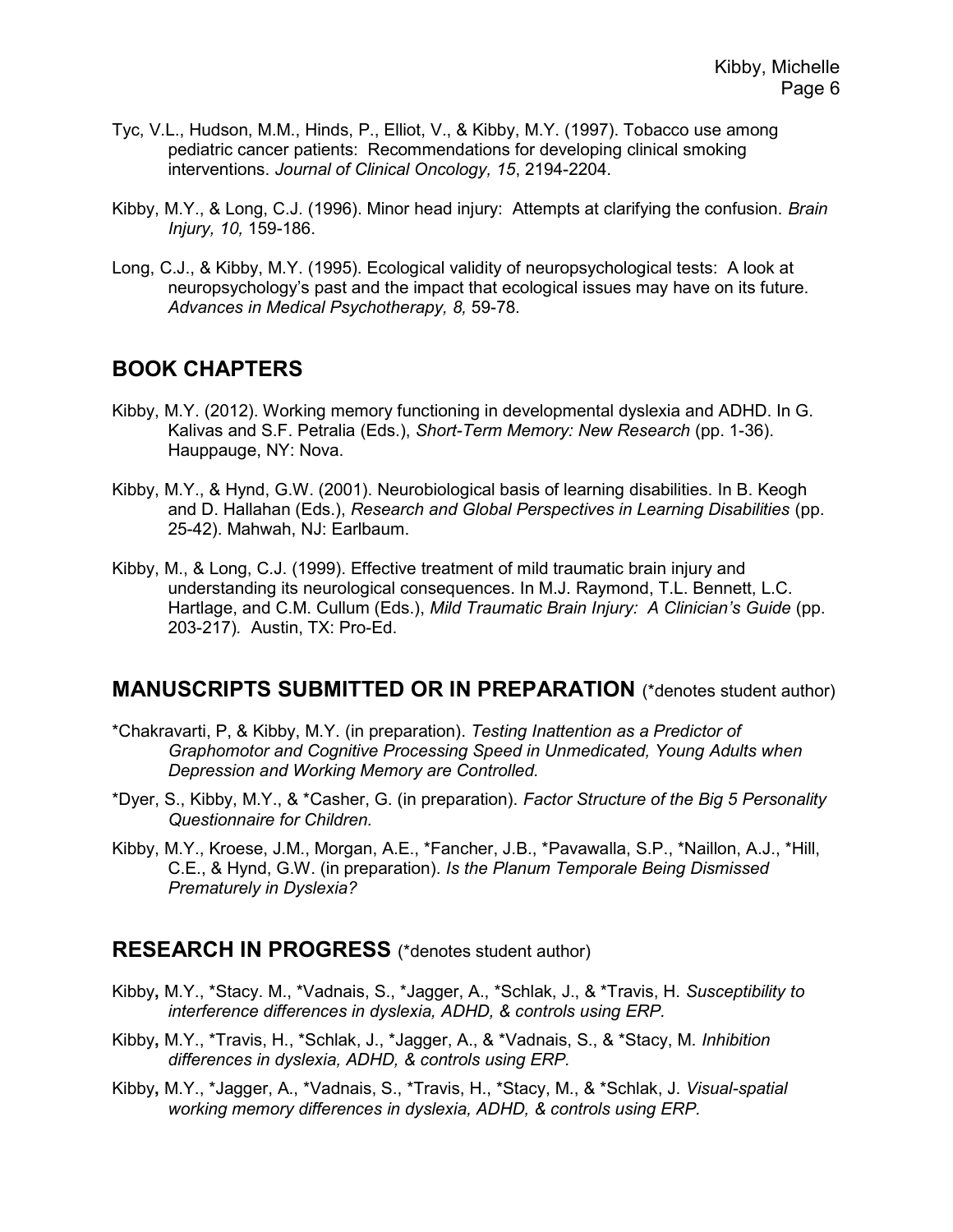Tyc, V.L., Hudson, M.M., Hinds, P., Elliot, V., & Kibby, M.Y. (1997). Tobacco use among pediatric cancer patients: Recommendations for developing clinical smoking interventions. *Journal of Clinical Oncology, 15*, 2194-2204.

Kibby, M.Y., & Long, C.J. (1996). Minor head injury: Attempts at clarifying the confusion. *Brain Injury, 10,* 159-186.

Long, C.J., & Kibby, M.Y. (1995). Ecological validity of neuropsychological tests: A look at neuropsychology's past and the impact that ecological issues may have on its future. *Advances in Medical Psychotherapy, 8,* 59-78.

## BOOK CHAPTERS

Kibby, M.Y. (2012). Working memory functioning in developmental dyslexia and ADHD. In G. Kalivas and S.F. Petralia (Eds.), *Short-Term Memory: New Research* (pp. 1-36). Hauppauge, NY: Nova.

Kibby, M.Y., & Hynd, G.W. (2001). Neurobiological basis of learning disabilities. In B. Keogh and D. Hallahan (Eds.), *Research and Global Perspectives in Learning Disabilities* (pp. 25-42). Mahwah, NJ: Earlbaum.

Kibby, M., & Long, C.J. (1999). Effective treatment of mild traumatic brain injury and understanding its neurological consequences. In M.J. Raymond, T.L. Bennett, L.C. Hartlage, and C.M. Cullum (Eds.), *Mild Traumatic Brain Injury: A Clinician's Guide* (pp. 203-217). Austin, TX: Pro-Ed.

## MANUSCRIPTS SUBMITTED OR IN PREPARATION (*denotes student author)

*Chakravarti, P, & Kibby, M.Y. (in preparation). *Testing Inattention as a Predictor of Graphomotor and Cognitive Processing Speed in Unmedicated, Young Adults when Depression and Working Memory are Controlled.*

*Dyer, S., Kibby, M.Y., & *Casher, G. (in preparation). *Factor Structure of the Big 5 Personality Questionnaire for Children.*

Kibby, M.Y., Kroese, J.M., Morgan, A.E., *Fancher, J.B., *Pavawalla, S.P., *Naillon, A.J., *Hill, C.E., & Hynd, G.W. (in preparation). *Is the Planum Temporale Being Dismissed Prematurely in Dyslexia?*

## RESEARCH IN PROGRESS (*denotes student author)

Kibby, M.Y., *Stacy. M., *Vadnais, S., *Jagger, A., *Schlak, J., & *Travis, H. *Susceptibility to interference differences in dyslexia, ADHD, & controls using ERP.*

Kibby, M.Y., *Travis, H., *Schlak, J., *Jagger, A., & *Vadnais, S., & *Stacy, M. *Inhibition differences in dyslexia, ADHD, & controls using ERP.*

Kibby, M.Y., *Jagger, A., *Vadnais, S., *Travis, H., *Stacy, M., & *Schlak, J. *Visual-spatial working memory differences in dyslexia, ADHD, & controls using ERP.*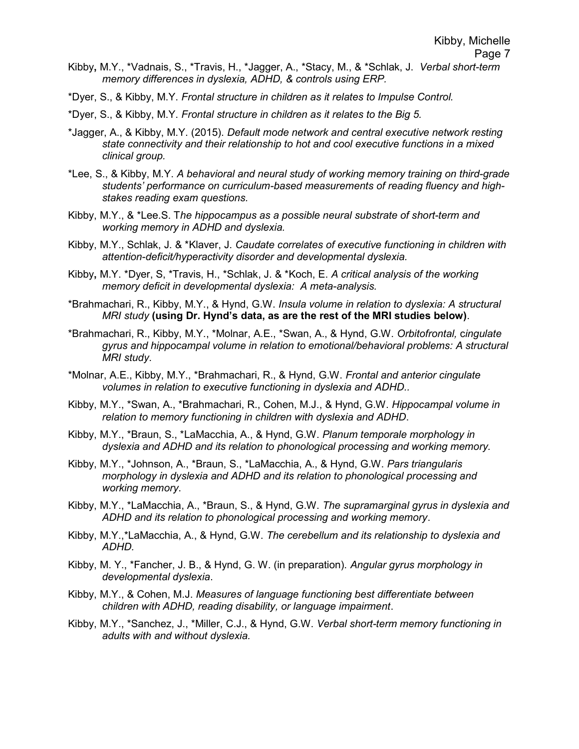Kibby**,** M.Y., *Vadnais, S., *Travis, H., *Jagger, A., *Stacy, M., & *Schlak, J. *Verbal short-term memory differences in dyslexia, ADHD, & controls using ERP.*

*Dyer, S., & Kibby, M.Y. *Frontal structure in children as it relates to Impulse Control.*

*Dyer, S., & Kibby, M.Y. *Frontal structure in children as it relates to the Big 5.*

*Jagger, A., & Kibby, M.Y. (2015). *Default mode network and central executive network resting state connectivity and their relationship to hot and cool executive functions in a mixed clinical group.*

*Lee, S., & Kibby, M.Y. *A behavioral and neural study of working memory training on third-grade students' performance on curriculum-based measurements of reading fluency and high-stakes reading exam questions.*

Kibby, M.Y., & *Lee.S. T*he hippocampus as a possible neural substrate of short-term and working memory in ADHD and dyslexia.*

Kibby, M.Y., Schlak, J. & *Klaver, J. *Caudate correlates of executive functioning in children with attention-deficit/hyperactivity disorder and developmental dyslexia.*

Kibby**,** M.Y. *Dyer, S, *Travis, H., *Schlak, J. & *Koch, E. *A critical analysis of the working memory deficit in developmental dyslexia: A meta-analysis.*

*Brahmachari, R., Kibby, M.Y., & Hynd, G.W. *Insula volume in relation to dyslexia: A structural MRI study* **(using Dr. Hynd's data, as are the rest of the MRI studies below)**.

*Brahmachari, R., Kibby, M.Y., *Molnar, A.E., *Swan, A., & Hynd, G.W. *Orbitofrontal, cingulate gyrus and hippocampal volume in relation to emotional/behavioral problems: A structural MRI study*.

*Molnar, A.E., Kibby, M.Y., *Brahmachari, R., & Hynd, G.W. *Frontal and anterior cingulate volumes in relation to executive functioning in dyslexia and ADHD..*

Kibby, M.Y., *Swan, A., *Brahmachari, R., Cohen, M.J., & Hynd, G.W. *Hippocampal volume in relation to memory functioning in children with dyslexia and ADHD*.

Kibby, M.Y., *Braun, S., *LaMacchia, A., & Hynd, G.W. *Planum temporale morphology in dyslexia and ADHD and its relation to phonological processing and working memory.*

Kibby, M.Y., *Johnson, A., *Braun, S., *LaMacchia, A., & Hynd, G.W. *Pars triangularis morphology in dyslexia and ADHD and its relation to phonological processing and working memory*.

Kibby, M.Y., *LaMacchia, A., *Braun, S., & Hynd, G.W. *The supramarginal gyrus in dyslexia and ADHD and its relation to phonological processing and working memory*.

Kibby, M.Y.,*LaMacchia, A., & Hynd, G.W. *The cerebellum and its relationship to dyslexia and ADHD.*

Kibby, M. Y., *Fancher, J. B., & Hynd, G. W. (in preparation). *Angular gyrus morphology in developmental dyslexia*.

Kibby, M.Y., & Cohen, M.J. *Measures of language functioning best differentiate between children with ADHD, reading disability, or language impairment*.

Kibby, M.Y., *Sanchez, J., *Miller, C.J., & Hynd, G.W. *Verbal short-term memory functioning in adults with and without dyslexia.*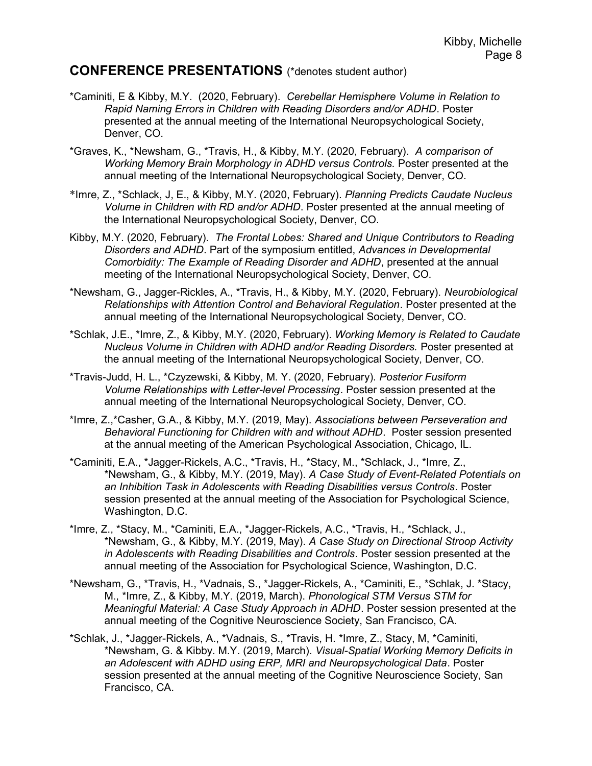## **CONFERENCE PRESENTATIONS** (*denotes student author)

*Caminiti, E & Kibby, M.Y. (2020, February). *Cerebellar Hemisphere Volume in Relation to Rapid Naming Errors in Children with Reading Disorders and/or ADHD*. Poster presented at the annual meeting of the International Neuropsychological Society, Denver, CO.

*Graves, K., *Newsham, G., *Travis, H., & Kibby, M.Y. (2020, February). *A comparison of Working Memory Brain Morphology in ADHD versus Controls.* Poster presented at the annual meeting of the International Neuropsychological Society, Denver, CO.

*Imre, Z., *Schlack, J, E., & Kibby, M.Y. (2020, February). *Planning Predicts Caudate Nucleus Volume in Children with RD and/or ADHD*. Poster presented at the annual meeting of the International Neuropsychological Society, Denver, CO.

Kibby, M.Y. (2020, February). *The Frontal Lobes: Shared and Unique Contributors to Reading Disorders and ADHD*. Part of the symposium entitled, *Advances in Developmental Comorbidity: The Example of Reading Disorder and ADHD*, presented at the annual meeting of the International Neuropsychological Society, Denver, CO.

*Newsham, G., Jagger-Rickles, A., *Travis, H., & Kibby, M.Y. (2020, February). *Neurobiological Relationships with Attention Control and Behavioral Regulation*. Poster presented at the annual meeting of the International Neuropsychological Society, Denver, CO.

*Schlak, J.E., *Imre, Z., & Kibby, M.Y. (2020, February). *Working Memory is Related to Caudate Nucleus Volume in Children with ADHD and/or Reading Disorders.* Poster presented at the annual meeting of the International Neuropsychological Society, Denver, CO.

*Travis-Judd, H. L., *Czyzewski, & Kibby, M. Y. (2020, February). *Posterior Fusiform Volume Relationships with Letter-level Processing*. Poster session presented at the annual meeting of the International Neuropsychological Society, Denver, CO.

*Imre, Z.,*Casher, G.A., & Kibby, M.Y. (2019, May). *Associations between Perseveration and Behavioral Functioning for Children with and without ADHD*. Poster session presented at the annual meeting of the American Psychological Association, Chicago, IL.

*Caminiti, E.A., *Jagger-Rickels, A.C., *Travis, H., *Stacy, M., *Schlack, J., *Imre, Z., *Newsham, G., & Kibby, M.Y. (2019, May). *A Case Study of Event-Related Potentials on an Inhibition Task in Adolescents with Reading Disabilities versus Controls*. Poster session presented at the annual meeting of the Association for Psychological Science, Washington, D.C.

*Imre, Z., *Stacy, M., *Caminiti, E.A., *Jagger-Rickels, A.C., *Travis, H., *Schlack, J., *Newsham, G., & Kibby, M.Y. (2019, May). *A Case Study on Directional Stroop Activity in Adolescents with Reading Disabilities and Controls*. Poster session presented at the annual meeting of the Association for Psychological Science, Washington, D.C.

*Newsham, G., *Travis, H., *Vadnais, S., *Jagger-Rickels, A., *Caminiti, E., *Schlak, J. *Stacy, M., *Imre, Z., & Kibby, M.Y. (2019, March). *Phonological STM Versus STM for Meaningful Material: A Case Study Approach in ADHD*. Poster session presented at the annual meeting of the Cognitive Neuroscience Society, San Francisco, CA.

*Schlak, J., *Jagger-Rickels, A., *Vadnais, S., *Travis, H. *Imre, Z., Stacy, M, *Caminiti, *Newsham, G. & Kibby. M.Y. (2019, March). *Visual-Spatial Working Memory Deficits in an Adolescent with ADHD using ERP, MRI and Neuropsychological Data*. Poster session presented at the annual meeting of the Cognitive Neuroscience Society, San Francisco, CA.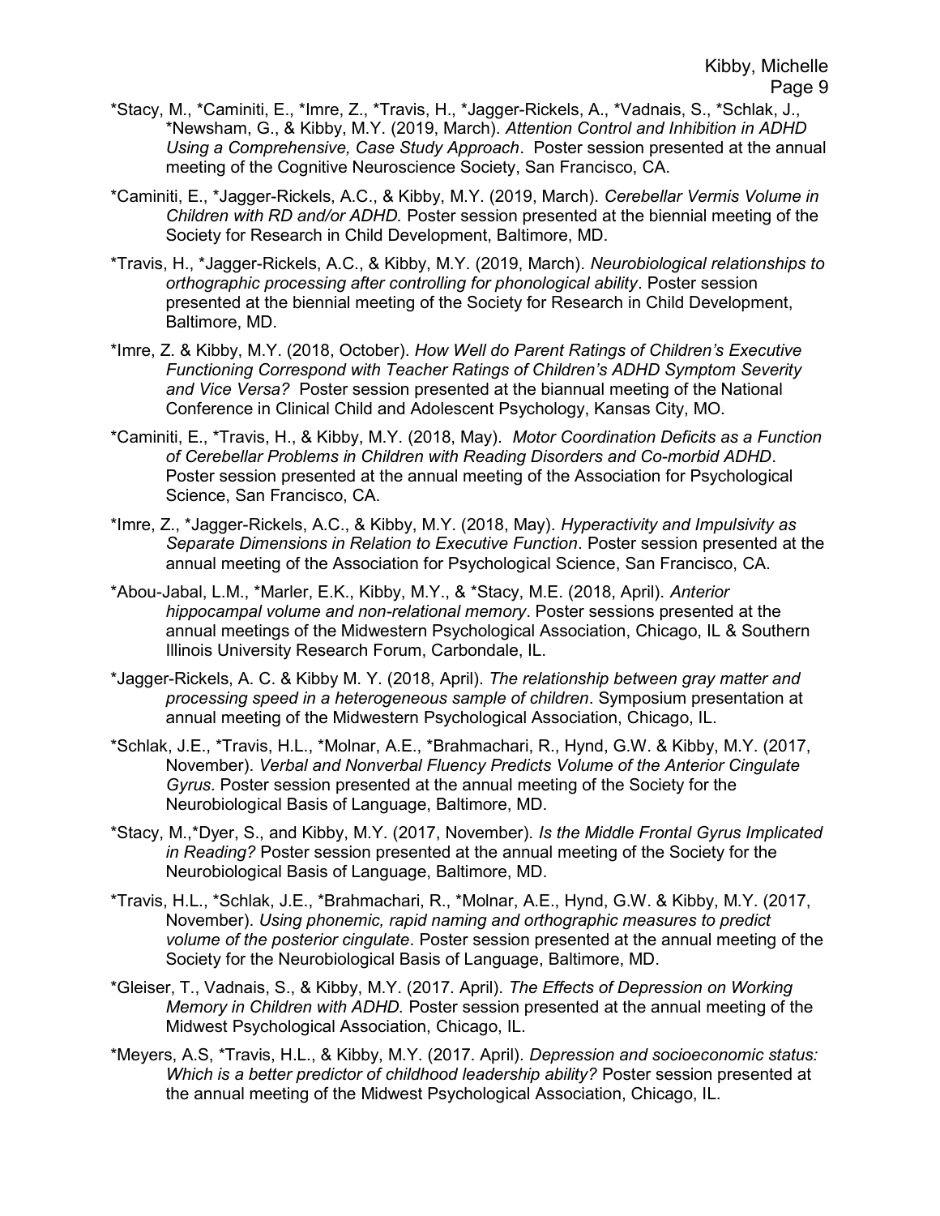*Stacy, M., *Caminiti, E., *Imre, Z., *Travis, H., *Jagger-Rickels, A., *Vadnais, S., *Schlak, J., *Newsham, G., & Kibby, M.Y. (2019, March). *Attention Control and Inhibition in ADHD Using a Comprehensive, Case Study Approach*. Poster session presented at the annual meeting of the Cognitive Neuroscience Society, San Francisco, CA.

*Caminiti, E., *Jagger-Rickels, A.C., & Kibby, M.Y. (2019, March). *Cerebellar Vermis Volume in Children with RD and/or ADHD.* Poster session presented at the biennial meeting of the Society for Research in Child Development, Baltimore, MD.

*Travis, H., *Jagger-Rickels, A.C., & Kibby, M.Y. (2019, March). *Neurobiological relationships to orthographic processing after controlling for phonological ability*. Poster session presented at the biennial meeting of the Society for Research in Child Development, Baltimore, MD.

*Imre, Z. & Kibby, M.Y. (2018, October). *How Well do Parent Ratings of Children's Executive Functioning Correspond with Teacher Ratings of Children's ADHD Symptom Severity and Vice Versa?* Poster session presented at the biannual meeting of the National Conference in Clinical Child and Adolescent Psychology, Kansas City, MO.

*Caminiti, E., *Travis, H., & Kibby, M.Y. (2018, May). *Motor Coordination Deficits as a Function of Cerebellar Problems in Children with Reading Disorders and Co-morbid ADHD*. Poster session presented at the annual meeting of the Association for Psychological Science, San Francisco, CA.

*Imre, Z., *Jagger-Rickels, A.C., & Kibby, M.Y. (2018, May). *Hyperactivity and Impulsivity as Separate Dimensions in Relation to Executive Function*. Poster session presented at the annual meeting of the Association for Psychological Science, San Francisco, CA.

*Abou-Jabal, L.M., *Marler, E.K., Kibby, M.Y., & *Stacy, M.E. (2018, April). *Anterior hippocampal volume and non-relational memory*. Poster sessions presented at the annual meetings of the Midwestern Psychological Association, Chicago, IL & Southern Illinois University Research Forum, Carbondale, IL.

*Jagger-Rickels, A. C. & Kibby M. Y. (2018, April). *The relationship between gray matter and processing speed in a heterogeneous sample of children*. Symposium presentation at annual meeting of the Midwestern Psychological Association, Chicago, IL.

*Schlak, J.E., *Travis, H.L., *Molnar, A.E., *Brahmachari, R., Hynd, G.W. & Kibby, M.Y. (2017, November). *Verbal and Nonverbal Fluency Predicts Volume of the Anterior Cingulate Gyrus.* Poster session presented at the annual meeting of the Society for the Neurobiological Basis of Language, Baltimore, MD.

*Stacy, M.,*Dyer, S., and Kibby, M.Y. (2017, November). *Is the Middle Frontal Gyrus Implicated in Reading?* Poster session presented at the annual meeting of the Society for the Neurobiological Basis of Language, Baltimore, MD.

*Travis, H.L., *Schlak, J.E., *Brahmachari, R., *Molnar, A.E., Hynd, G.W. & Kibby, M.Y. (2017, November). *Using phonemic, rapid naming and orthographic measures to predict volume of the posterior cingulate*. Poster session presented at the annual meeting of the Society for the Neurobiological Basis of Language, Baltimore, MD.

*Gleiser, T., Vadnais, S., & Kibby, M.Y. (2017. April). *The Effects of Depression on Working Memory in Children with ADHD.* Poster session presented at the annual meeting of the Midwest Psychological Association, Chicago, IL.

*Meyers, A.S, *Travis, H.L., & Kibby, M.Y. (2017. April). *Depression and socioeconomic status: Which is a better predictor of childhood leadership ability?* Poster session presented at the annual meeting of the Midwest Psychological Association, Chicago, IL.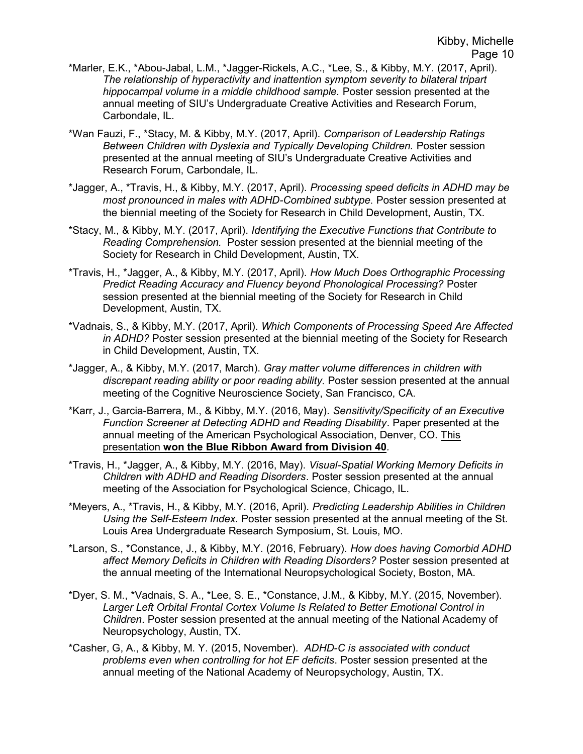*Marler, E.K., *Abou-Jabal, L.M., *Jagger-Rickels, A.C., *Lee, S., & Kibby, M.Y. (2017, April). *The relationship of hyperactivity and inattention symptom severity to bilateral tripart hippocampal volume in a middle childhood sample.* Poster session presented at the annual meeting of SIU's Undergraduate Creative Activities and Research Forum, Carbondale, IL.

*Wan Fauzi, F., *Stacy, M. & Kibby, M.Y. (2017, April). *Comparison of Leadership Ratings Between Children with Dyslexia and Typically Developing Children.* Poster session presented at the annual meeting of SIU's Undergraduate Creative Activities and Research Forum, Carbondale, IL.

*Jagger, A., *Travis, H., & Kibby, M.Y. (2017, April). *Processing speed deficits in ADHD may be most pronounced in males with ADHD-Combined subtype.* Poster session presented at the biennial meeting of the Society for Research in Child Development, Austin, TX.

*Stacy, M., & Kibby, M.Y. (2017, April). *Identifying the Executive Functions that Contribute to Reading Comprehension.* Poster session presented at the biennial meeting of the Society for Research in Child Development, Austin, TX.

*Travis, H., *Jagger, A., & Kibby, M.Y. (2017, April). *How Much Does Orthographic Processing Predict Reading Accuracy and Fluency beyond Phonological Processing?* Poster session presented at the biennial meeting of the Society for Research in Child Development, Austin, TX.

*Vadnais, S., & Kibby, M.Y. (2017, April). *Which Components of Processing Speed Are Affected in ADHD?* Poster session presented at the biennial meeting of the Society for Research in Child Development, Austin, TX.

*Jagger, A., & Kibby, M.Y. (2017, March). *Gray matter volume differences in children with discrepant reading ability or poor reading ability.* Poster session presented at the annual meeting of the Cognitive Neuroscience Society, San Francisco, CA.

*Karr, J., Garcia-Barrera, M., & Kibby, M.Y. (2016, May). *Sensitivity/Specificity of an Executive Function Screener at Detecting ADHD and Reading Disability*. Paper presented at the annual meeting of the American Psychological Association, Denver, CO. <u>This presentation **won the Blue Ribbon Award from Division 40**</u>.

*Travis, H., *Jagger, A., & Kibby, M.Y. (2016, May). *Visual-Spatial Working Memory Deficits in Children with ADHD and Reading Disorders*. Poster session presented at the annual meeting of the Association for Psychological Science, Chicago, IL.

*Meyers, A., *Travis, H., & Kibby, M.Y. (2016, April). *Predicting Leadership Abilities in Children Using the Self-Esteem Index.* Poster session presented at the annual meeting of the St. Louis Area Undergraduate Research Symposium, St. Louis, MO.

*Larson, S., *Constance, J., & Kibby, M.Y. (2016, February). *How does having Comorbid ADHD affect Memory Deficits in Children with Reading Disorders?* Poster session presented at the annual meeting of the International Neuropsychological Society, Boston, MA.

*Dyer, S. M., *Vadnais, S. A., *Lee, S. E., *Constance, J.M., & Kibby, M.Y. (2015, November). *Larger Left Orbital Frontal Cortex Volume Is Related to Better Emotional Control in Children*. Poster session presented at the annual meeting of the National Academy of Neuropsychology, Austin, TX.

*Casher, G, A., & Kibby, M. Y. (2015, November). *ADHD-C is associated with conduct problems even when controlling for hot EF deficits*. Poster session presented at the annual meeting of the National Academy of Neuropsychology, Austin, TX.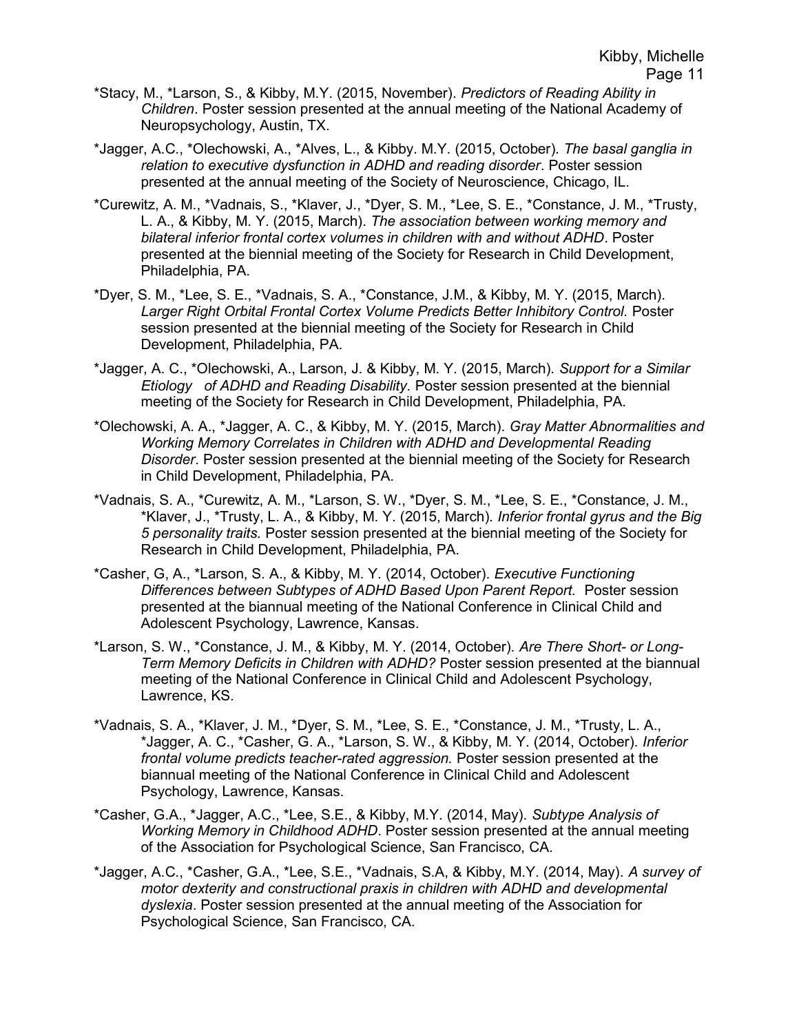*Stacy, M., *Larson, S., & Kibby, M.Y. (2015, November). *Predictors of Reading Ability in Children*. Poster session presented at the annual meeting of the National Academy of Neuropsychology, Austin, TX.

*Jagger, A.C., *Olechowski, A., *Alves, L., & Kibby. M.Y. (2015, October). *The basal ganglia in relation to executive dysfunction in ADHD and reading disorder*. Poster session presented at the annual meeting of the Society of Neuroscience, Chicago, IL.

*Curewitz, A. M., *Vadnais, S., *Klaver, J., *Dyer, S. M., *Lee, S. E., *Constance, J. M., *Trusty, L. A., & Kibby, M. Y. (2015, March). *The association between working memory and bilateral inferior frontal cortex volumes in children with and without ADHD*. Poster presented at the biennial meeting of the Society for Research in Child Development, Philadelphia, PA.

*Dyer, S. M., *Lee, S. E., *Vadnais, S. A., *Constance, J.M., & Kibby, M. Y. (2015, March). *Larger Right Orbital Frontal Cortex Volume Predicts Better Inhibitory Control.* Poster session presented at the biennial meeting of the Society for Research in Child Development, Philadelphia, PA.

*Jagger, A. C., *Olechowski, A., Larson, J. & Kibby, M. Y. (2015, March). *Support for a Similar Etiology of ADHD and Reading Disability.* Poster session presented at the biennial meeting of the Society for Research in Child Development, Philadelphia, PA.

*Olechowski, A. A., *Jagger, A. C., & Kibby, M. Y. (2015, March). *Gray Matter Abnormalities and Working Memory Correlates in Children with ADHD and Developmental Reading Disorder*. Poster session presented at the biennial meeting of the Society for Research in Child Development, Philadelphia, PA.

*Vadnais, S. A., *Curewitz, A. M., *Larson, S. W., *Dyer, S. M., *Lee, S. E., *Constance, J. M., *Klaver, J., *Trusty, L. A., & Kibby, M. Y. (2015, March). *Inferior frontal gyrus and the Big 5 personality traits.* Poster session presented at the biennial meeting of the Society for Research in Child Development, Philadelphia, PA.

*Casher, G, A., *Larson, S. A., & Kibby, M. Y. (2014, October). *Executive Functioning Differences between Subtypes of ADHD Based Upon Parent Report.* Poster session presented at the biannual meeting of the National Conference in Clinical Child and Adolescent Psychology, Lawrence, Kansas.

*Larson, S. W., *Constance, J. M., & Kibby, M. Y. (2014, October). *Are There Short- or Long-Term Memory Deficits in Children with ADHD?* Poster session presented at the biannual meeting of the National Conference in Clinical Child and Adolescent Psychology, Lawrence, KS.

*Vadnais, S. A., *Klaver, J. M., *Dyer, S. M., *Lee, S. E., *Constance, J. M., *Trusty, L. A., *Jagger, A. C., *Casher, G. A., *Larson, S. W., & Kibby, M. Y. (2014, October). *Inferior frontal volume predicts teacher-rated aggression.* Poster session presented at the biannual meeting of the National Conference in Clinical Child and Adolescent Psychology, Lawrence, Kansas.

*Casher, G.A., *Jagger, A.C., *Lee, S.E., & Kibby, M.Y. (2014, May). *Subtype Analysis of Working Memory in Childhood ADHD*. Poster session presented at the annual meeting of the Association for Psychological Science, San Francisco, CA.

*Jagger, A.C., *Casher, G.A., *Lee, S.E., *Vadnais, S.A, & Kibby, M.Y. (2014, May). *A survey of motor dexterity and constructional praxis in children with ADHD and developmental dyslexia*. Poster session presented at the annual meeting of the Association for Psychological Science, San Francisco, CA.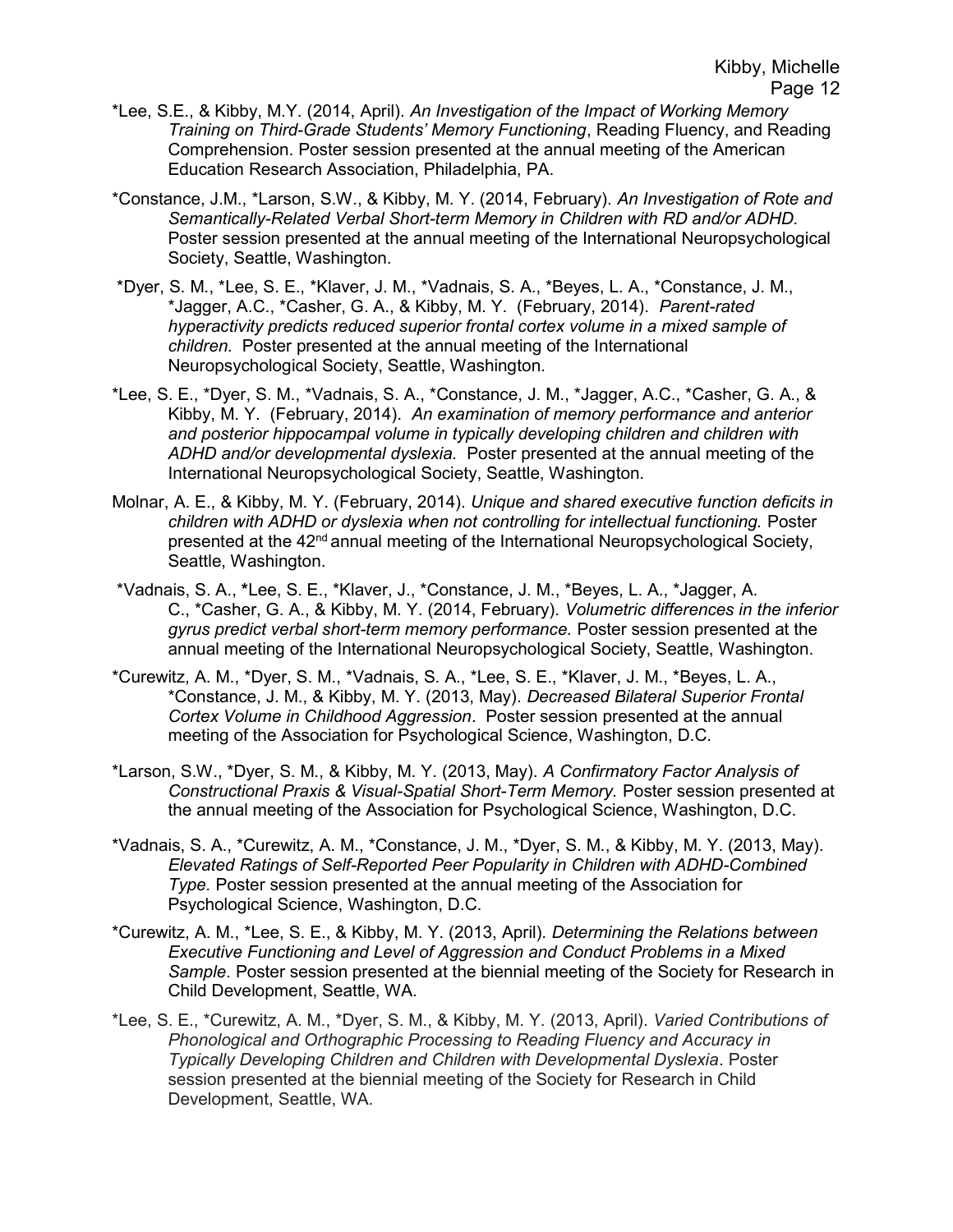*Lee, S.E., & Kibby, M.Y. (2014, April). *An Investigation of the Impact of Working Memory Training on Third-Grade Students' Memory Functioning*, Reading Fluency, and Reading Comprehension. Poster session presented at the annual meeting of the American Education Research Association, Philadelphia, PA.

*Constance, J.M., *Larson, S.W., & Kibby, M. Y. (2014, February). *An Investigation of Rote and Semantically-Related Verbal Short-term Memory in Children with RD and/or ADHD.* Poster session presented at the annual meeting of the International Neuropsychological Society, Seattle, Washington.

*Dyer, S. M., *Lee, S. E., *Klaver, J. M., *Vadnais, S. A., *Beyes, L. A., *Constance, J. M., *Jagger, A.C., *Casher, G. A., & Kibby, M. Y. (February, 2014). *Parent-rated hyperactivity predicts reduced superior frontal cortex volume in a mixed sample of children.* Poster presented at the annual meeting of the International Neuropsychological Society, Seattle, Washington.

*Lee, S. E., *Dyer, S. M., *Vadnais, S. A., *Constance, J. M., *Jagger, A.C., *Casher, G. A., & Kibby, M. Y. (February, 2014). *An examination of memory performance and anterior and posterior hippocampal volume in typically developing children and children with ADHD and/or developmental dyslexia.* Poster presented at the annual meeting of the International Neuropsychological Society, Seattle, Washington.

Molnar, A. E., & Kibby, M. Y. (February, 2014). *Unique and shared executive function deficits in children with ADHD or dyslexia when not controlling for intellectual functioning.* Poster presented at the 42nd annual meeting of the International Neuropsychological Society, Seattle, Washington.

*Vadnais, S. A., *Lee, S. E., *Klaver, J., *Constance, J. M., *Beyes, L. A., *Jagger, A. C., *Casher, G. A., & Kibby, M. Y. (2014, February). *Volumetric differences in the inferior gyrus predict verbal short-term memory performance.* Poster session presented at the annual meeting of the International Neuropsychological Society, Seattle, Washington.

*Curewitz, A. M., *Dyer, S. M., *Vadnais, S. A., *Lee, S. E., *Klaver, J. M., *Beyes, L. A., *Constance, J. M., & Kibby, M. Y. (2013, May). *Decreased Bilateral Superior Frontal Cortex Volume in Childhood Aggression*. Poster session presented at the annual meeting of the Association for Psychological Science, Washington, D.C.

*Larson, S.W., *Dyer, S. M., & Kibby, M. Y. (2013, May). *A Confirmatory Factor Analysis of Constructional Praxis & Visual-Spatial Short-Term Memory.* Poster session presented at the annual meeting of the Association for Psychological Science, Washington, D.C.

*Vadnais, S. A., *Curewitz, A. M., *Constance, J. M., *Dyer, S. M., & Kibby, M. Y. (2013, May). *Elevated Ratings of Self-Reported Peer Popularity in Children with ADHD-Combined Type.* Poster session presented at the annual meeting of the Association for Psychological Science, Washington, D.C.

*Curewitz, A. M., *Lee, S. E., & Kibby, M. Y. (2013, April). *Determining the Relations between Executive Functioning and Level of Aggression and Conduct Problems in a Mixed Sample*. Poster session presented at the biennial meeting of the Society for Research in Child Development, Seattle, WA.

*Lee, S. E., *Curewitz, A. M., *Dyer, S. M., & Kibby, M. Y. (2013, April). *Varied Contributions of Phonological and Orthographic Processing to Reading Fluency and Accuracy in Typically Developing Children and Children with Developmental Dyslexia*. Poster session presented at the biennial meeting of the Society for Research in Child Development, Seattle, WA.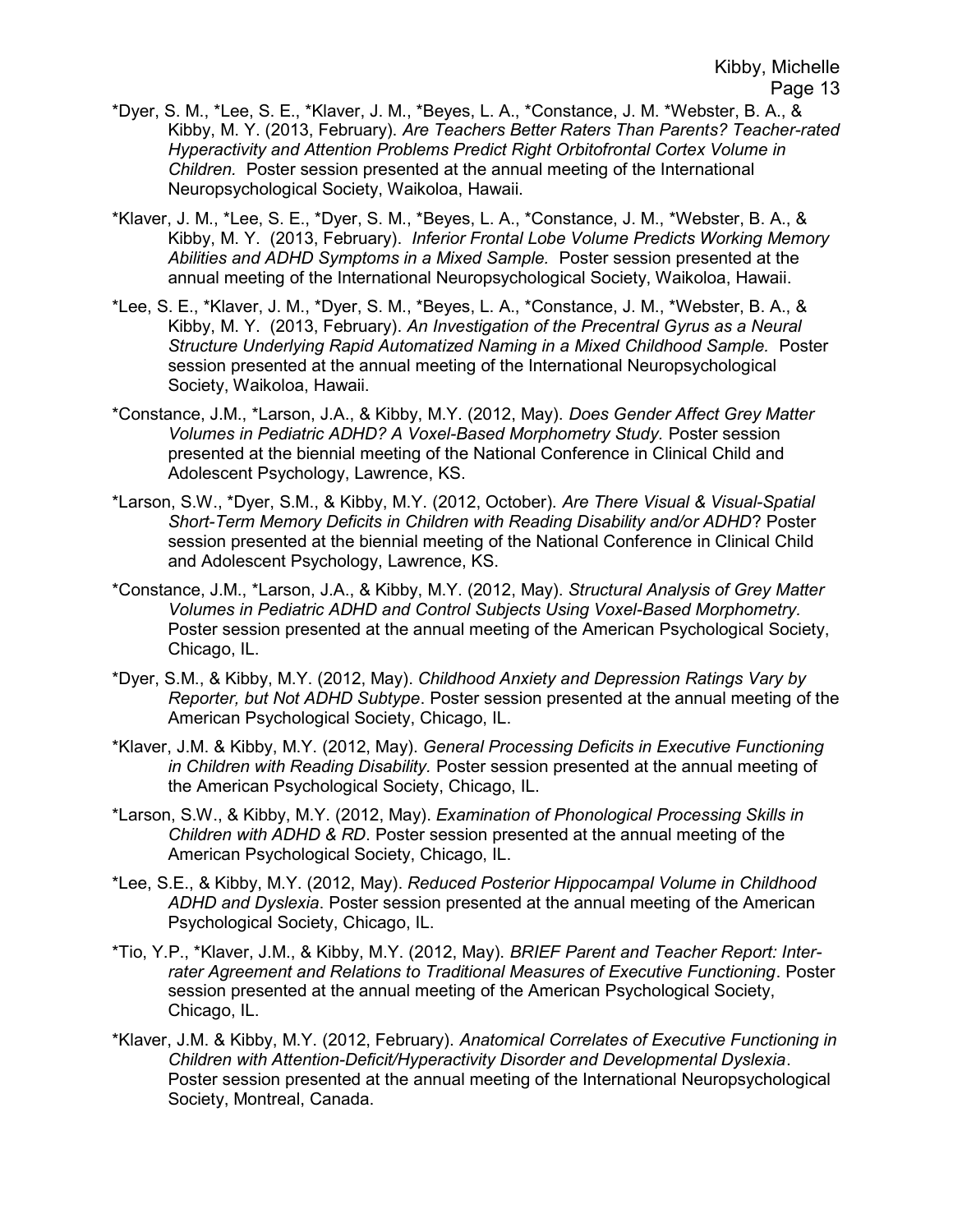*Dyer, S. M., *Lee, S. E., *Klaver, J. M., *Beyes, L. A., *Constance, J. M. *Webster, B. A., & Kibby, M. Y. (2013, February). *Are Teachers Better Raters Than Parents? Teacher-rated Hyperactivity and Attention Problems Predict Right Orbitofrontal Cortex Volume in Children.* Poster session presented at the annual meeting of the International Neuropsychological Society, Waikoloa, Hawaii.

*Klaver, J. M., *Lee, S. E., *Dyer, S. M., *Beyes, L. A., *Constance, J. M., *Webster, B. A., & Kibby, M. Y. (2013, February). *Inferior Frontal Lobe Volume Predicts Working Memory Abilities and ADHD Symptoms in a Mixed Sample.* Poster session presented at the annual meeting of the International Neuropsychological Society, Waikoloa, Hawaii.

*Lee, S. E., *Klaver, J. M., *Dyer, S. M., *Beyes, L. A., *Constance, J. M., *Webster, B. A., & Kibby, M. Y. (2013, February). *An Investigation of the Precentral Gyrus as a Neural Structure Underlying Rapid Automatized Naming in a Mixed Childhood Sample.* Poster session presented at the annual meeting of the International Neuropsychological Society, Waikoloa, Hawaii.

*Constance, J.M., *Larson, J.A., & Kibby, M.Y. (2012, May). *Does Gender Affect Grey Matter Volumes in Pediatric ADHD? A Voxel-Based Morphometry Study.* Poster session presented at the biennial meeting of the National Conference in Clinical Child and Adolescent Psychology, Lawrence, KS.

*Larson, S.W., *Dyer, S.M., & Kibby, M.Y. (2012, October). *Are There Visual & Visual-Spatial Short-Term Memory Deficits in Children with Reading Disability and/or ADHD*? Poster session presented at the biennial meeting of the National Conference in Clinical Child and Adolescent Psychology, Lawrence, KS.

*Constance, J.M., *Larson, J.A., & Kibby, M.Y. (2012, May). *Structural Analysis of Grey Matter Volumes in Pediatric ADHD and Control Subjects Using Voxel-Based Morphometry.* Poster session presented at the annual meeting of the American Psychological Society, Chicago, IL.

*Dyer, S.M., & Kibby, M.Y. (2012, May). *Childhood Anxiety and Depression Ratings Vary by Reporter, but Not ADHD Subtype*. Poster session presented at the annual meeting of the American Psychological Society, Chicago, IL.

*Klaver, J.M. & Kibby, M.Y. (2012, May). *General Processing Deficits in Executive Functioning in Children with Reading Disability.* Poster session presented at the annual meeting of the American Psychological Society, Chicago, IL.

*Larson, S.W., & Kibby, M.Y. (2012, May). *Examination of Phonological Processing Skills in Children with ADHD & RD*. Poster session presented at the annual meeting of the American Psychological Society, Chicago, IL.

*Lee, S.E., & Kibby, M.Y. (2012, May). *Reduced Posterior Hippocampal Volume in Childhood ADHD and Dyslexia*. Poster session presented at the annual meeting of the American Psychological Society, Chicago, IL.

*Tio, Y.P., *Klaver, J.M., & Kibby, M.Y. (2012, May). *BRIEF Parent and Teacher Report: Inter-rater Agreement and Relations to Traditional Measures of Executive Functioning*. Poster session presented at the annual meeting of the American Psychological Society, Chicago, IL.

*Klaver, J.M. & Kibby, M.Y. (2012, February). *Anatomical Correlates of Executive Functioning in Children with Attention-Deficit/Hyperactivity Disorder and Developmental Dyslexia*. Poster session presented at the annual meeting of the International Neuropsychological Society, Montreal, Canada.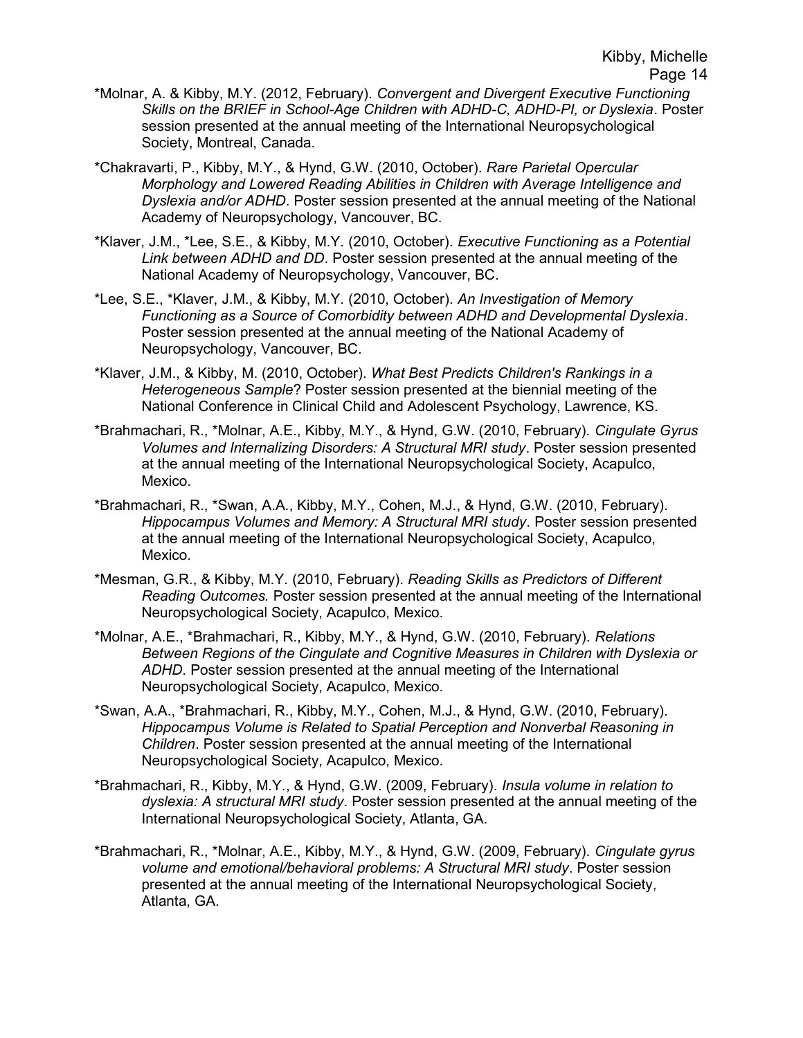*Molnar, A. & Kibby, M.Y. (2012, February). *Convergent and Divergent Executive Functioning Skills on the BRIEF in School-Age Children with ADHD-C, ADHD-PI, or Dyslexia*. Poster session presented at the annual meeting of the International Neuropsychological Society, Montreal, Canada.

*Chakravarti, P., Kibby, M.Y., & Hynd, G.W. (2010, October). *Rare Parietal Opercular Morphology and Lowered Reading Abilities in Children with Average Intelligence and Dyslexia and/or ADHD*. Poster session presented at the annual meeting of the National Academy of Neuropsychology, Vancouver, BC.

*Klaver, J.M., *Lee, S.E., & Kibby, M.Y. (2010, October). *Executive Functioning as a Potential Link between ADHD and DD*. Poster session presented at the annual meeting of the National Academy of Neuropsychology, Vancouver, BC.

*Lee, S.E., *Klaver, J.M., & Kibby, M.Y. (2010, October). *An Investigation of Memory Functioning as a Source of Comorbidity between ADHD and Developmental Dyslexia*. Poster session presented at the annual meeting of the National Academy of Neuropsychology, Vancouver, BC.

*Klaver, J.M., & Kibby, M. (2010, October). *What Best Predicts Children's Rankings in a Heterogeneous Sample*? Poster session presented at the biennial meeting of the National Conference in Clinical Child and Adolescent Psychology, Lawrence, KS.

*Brahmachari, R., *Molnar, A.E., Kibby, M.Y., & Hynd, G.W. (2010, February). *Cingulate Gyrus Volumes and Internalizing Disorders: A Structural MRI study*. Poster session presented at the annual meeting of the International Neuropsychological Society, Acapulco, Mexico.

*Brahmachari, R., *Swan, A.A., Kibby, M.Y., Cohen, M.J., & Hynd, G.W. (2010, February). *Hippocampus Volumes and Memory: A Structural MRI study*. Poster session presented at the annual meeting of the International Neuropsychological Society, Acapulco, Mexico.

*Mesman, G.R., & Kibby, M.Y. (2010, February). *Reading Skills as Predictors of Different Reading Outcomes.* Poster session presented at the annual meeting of the International Neuropsychological Society, Acapulco, Mexico.

*Molnar, A.E., *Brahmachari, R., Kibby, M.Y., & Hynd, G.W. (2010, February). *Relations Between Regions of the Cingulate and Cognitive Measures in Children with Dyslexia or ADHD.* Poster session presented at the annual meeting of the International Neuropsychological Society, Acapulco, Mexico.

*Swan, A.A., *Brahmachari, R., Kibby, M.Y., Cohen, M.J., & Hynd, G.W. (2010, February). *Hippocampus Volume is Related to Spatial Perception and Nonverbal Reasoning in Children*. Poster session presented at the annual meeting of the International Neuropsychological Society, Acapulco, Mexico.

*Brahmachari, R., Kibby, M.Y., & Hynd, G.W. (2009, February). *Insula volume in relation to dyslexia: A structural MRI study*. Poster session presented at the annual meeting of the International Neuropsychological Society, Atlanta, GA.

*Brahmachari, R., *Molnar, A.E., Kibby, M.Y., & Hynd, G.W. (2009, February). *Cingulate gyrus volume and emotional/behavioral problems: A Structural MRI study*. Poster session presented at the annual meeting of the International Neuropsychological Society, Atlanta, GA.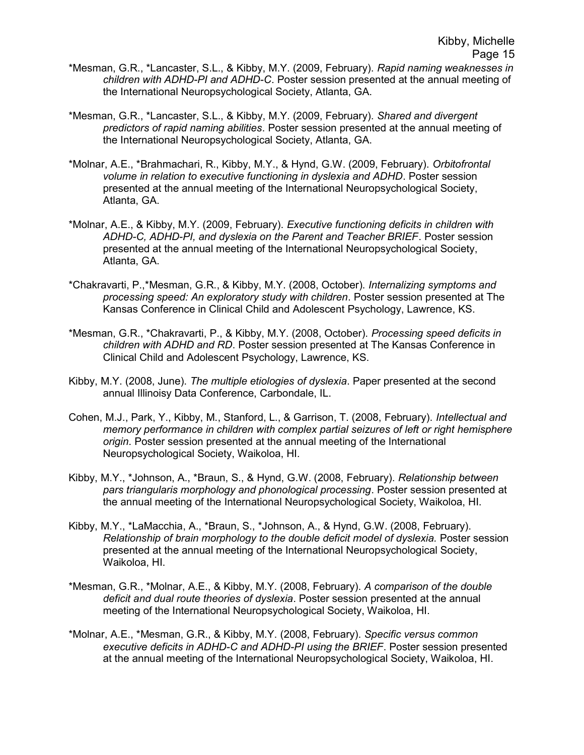*Mesman, G.R., *Lancaster, S.L., & Kibby, M.Y. (2009, February). *Rapid naming weaknesses in children with ADHD-PI and ADHD-C*. Poster session presented at the annual meeting of the International Neuropsychological Society, Atlanta, GA.

*Mesman, G.R., *Lancaster, S.L., & Kibby, M.Y. (2009, February). *Shared and divergent predictors of rapid naming abilities*. Poster session presented at the annual meeting of the International Neuropsychological Society, Atlanta, GA.

*Molnar, A.E., *Brahmachari, R., Kibby, M.Y., & Hynd, G.W. (2009, February). *Orbitofrontal volume in relation to executive functioning in dyslexia and ADHD*. Poster session presented at the annual meeting of the International Neuropsychological Society, Atlanta, GA.

*Molnar, A.E., & Kibby, M.Y. (2009, February). *Executive functioning deficits in children with ADHD-C, ADHD-PI, and dyslexia on the Parent and Teacher BRIEF*. Poster session presented at the annual meeting of the International Neuropsychological Society, Atlanta, GA.

*Chakravarti, P.,*Mesman, G.R., & Kibby, M.Y. (2008, October). *Internalizing symptoms and processing speed: An exploratory study with children*. Poster session presented at The Kansas Conference in Clinical Child and Adolescent Psychology, Lawrence, KS.

*Mesman, G.R., *Chakravarti, P., & Kibby, M.Y. (2008, October). *Processing speed deficits in children with ADHD and RD*. Poster session presented at The Kansas Conference in Clinical Child and Adolescent Psychology, Lawrence, KS.

Kibby, M.Y. (2008, June). *The multiple etiologies of dyslexia*. Paper presented at the second annual Illinoisy Data Conference, Carbondale, IL.

Cohen, M.J., Park, Y., Kibby, M., Stanford, L., & Garrison, T. (2008, February). *Intellectual and memory performance in children with complex partial seizures of left or right hemisphere origin*. Poster session presented at the annual meeting of the International Neuropsychological Society, Waikoloa, HI.

Kibby, M.Y., *Johnson, A., *Braun, S., & Hynd, G.W. (2008, February). *Relationship between pars triangularis morphology and phonological processing*. Poster session presented at the annual meeting of the International Neuropsychological Society, Waikoloa, HI.

Kibby, M.Y., *LaMacchia, A., *Braun, S., *Johnson, A., & Hynd, G.W. (2008, February). *Relationship of brain morphology to the double deficit model of dyslexia.* Poster session presented at the annual meeting of the International Neuropsychological Society, Waikoloa, HI.

*Mesman, G.R., *Molnar, A.E., & Kibby, M.Y. (2008, February). *A comparison of the double deficit and dual route theories of dyslexia*. Poster session presented at the annual meeting of the International Neuropsychological Society, Waikoloa, HI.

*Molnar, A.E., *Mesman, G.R., & Kibby, M.Y. (2008, February). *Specific versus common executive deficits in ADHD-C and ADHD-PI using the BRIEF*. Poster session presented at the annual meeting of the International Neuropsychological Society, Waikoloa, HI.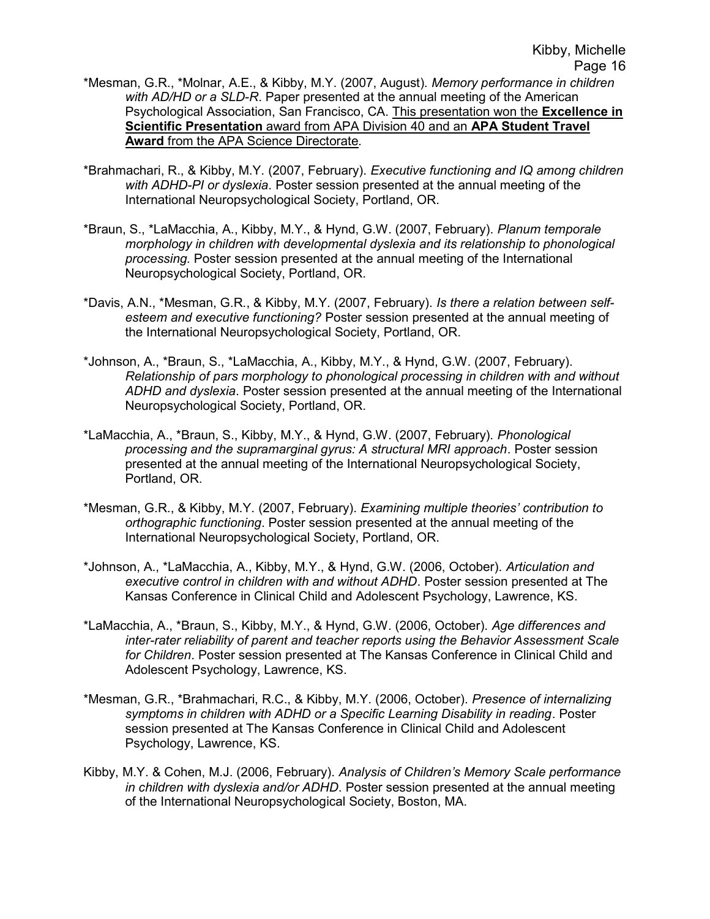*Mesman, G.R., *Molnar, A.E., & Kibby, M.Y. (2007, August). *Memory performance in children with AD/HD or a SLD-R*. Paper presented at the annual meeting of the American Psychological Association, San Francisco, CA. <u>This presentation won the **Excellence in Scientific Presentation** award from APA Division 40 and an **APA Student Travel Award** from the APA Science Directorate</u>.

*Brahmachari, R., & Kibby, M.Y. (2007, February). *Executive functioning and IQ among children with ADHD-PI or dyslexia*. Poster session presented at the annual meeting of the International Neuropsychological Society, Portland, OR.

*Braun, S., *LaMacchia, A., Kibby, M.Y., & Hynd, G.W. (2007, February). *Planum temporale morphology in children with developmental dyslexia and its relationship to phonological processing.* Poster session presented at the annual meeting of the International Neuropsychological Society, Portland, OR.

*Davis, A.N., *Mesman, G.R., & Kibby, M.Y. (2007, February). *Is there a relation between self-esteem and executive functioning?* Poster session presented at the annual meeting of the International Neuropsychological Society, Portland, OR.

*Johnson, A., *Braun, S., *LaMacchia, A., Kibby, M.Y., & Hynd, G.W. (2007, February). *Relationship of pars morphology to phonological processing in children with and without ADHD and dyslexia*. Poster session presented at the annual meeting of the International Neuropsychological Society, Portland, OR.

*LaMacchia, A., *Braun, S., Kibby, M.Y., & Hynd, G.W. (2007, February). *Phonological processing and the supramarginal gyrus: A structural MRI approach*. Poster session presented at the annual meeting of the International Neuropsychological Society, Portland, OR.

*Mesman, G.R., & Kibby, M.Y. (2007, February). *Examining multiple theories' contribution to orthographic functioning*. Poster session presented at the annual meeting of the International Neuropsychological Society, Portland, OR.

*Johnson, A., *LaMacchia, A., Kibby, M.Y., & Hynd, G.W. (2006, October). *Articulation and executive control in children with and without ADHD*. Poster session presented at The Kansas Conference in Clinical Child and Adolescent Psychology, Lawrence, KS.

*LaMacchia, A., *Braun, S., Kibby, M.Y., & Hynd, G.W. (2006, October). *Age differences and inter-rater reliability of parent and teacher reports using the Behavior Assessment Scale for Children*. Poster session presented at The Kansas Conference in Clinical Child and Adolescent Psychology, Lawrence, KS.

*Mesman, G.R., *Brahmachari, R.C., & Kibby, M.Y. (2006, October). *Presence of internalizing symptoms in children with ADHD or a Specific Learning Disability in reading*. Poster session presented at The Kansas Conference in Clinical Child and Adolescent Psychology, Lawrence, KS.

Kibby, M.Y. & Cohen, M.J. (2006, February). *Analysis of Children's Memory Scale performance in children with dyslexia and/or ADHD*. Poster session presented at the annual meeting of the International Neuropsychological Society, Boston, MA.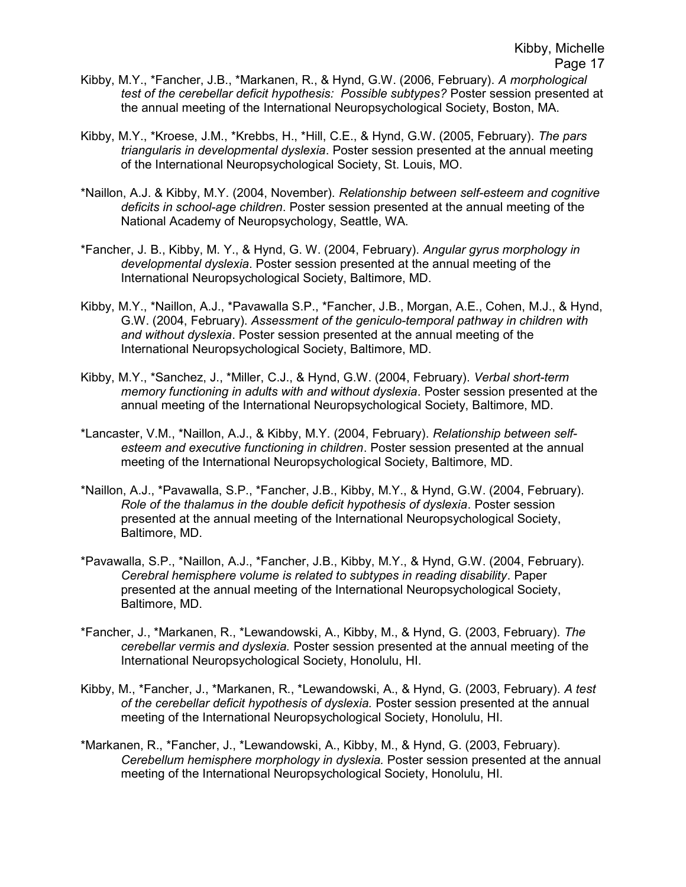Kibby, M.Y., *Fancher, J.B., *Markanen, R., & Hynd, G.W. (2006, February). *A morphological test of the cerebellar deficit hypothesis: Possible subtypes?* Poster session presented at the annual meeting of the International Neuropsychological Society, Boston, MA.

Kibby, M.Y., *Kroese, J.M., *Krebbs, H., *Hill, C.E., & Hynd, G.W. (2005, February). *The pars triangularis in developmental dyslexia*. Poster session presented at the annual meeting of the International Neuropsychological Society, St. Louis, MO.

*Naillon, A.J. & Kibby, M.Y. (2004, November). *Relationship between self-esteem and cognitive deficits in school-age children*. Poster session presented at the annual meeting of the National Academy of Neuropsychology, Seattle, WA.

*Fancher, J. B., Kibby, M. Y., & Hynd, G. W. (2004, February). *Angular gyrus morphology in developmental dyslexia*. Poster session presented at the annual meeting of the International Neuropsychological Society, Baltimore, MD.

Kibby, M.Y., *Naillon, A.J., *Pavawalla S.P., *Fancher, J.B., Morgan, A.E., Cohen, M.J., & Hynd, G.W. (2004, February). *Assessment of the geniculo-temporal pathway in children with and without dyslexia*. Poster session presented at the annual meeting of the International Neuropsychological Society, Baltimore, MD.

Kibby, M.Y., *Sanchez, J., *Miller, C.J., & Hynd, G.W. (2004, February). *Verbal short-term memory functioning in adults with and without dyslexia*. Poster session presented at the annual meeting of the International Neuropsychological Society, Baltimore, MD.

*Lancaster, V.M., *Naillon, A.J., & Kibby, M.Y. (2004, February). *Relationship between self-esteem and executive functioning in children*. Poster session presented at the annual meeting of the International Neuropsychological Society, Baltimore, MD.

*Naillon, A.J., *Pavawalla, S.P., *Fancher, J.B., Kibby, M.Y., & Hynd, G.W. (2004, February). *Role of the thalamus in the double deficit hypothesis of dyslexia*. Poster session presented at the annual meeting of the International Neuropsychological Society, Baltimore, MD.

*Pavawalla, S.P., *Naillon, A.J., *Fancher, J.B., Kibby, M.Y., & Hynd, G.W. (2004, February). *Cerebral hemisphere volume is related to subtypes in reading disability*. Paper presented at the annual meeting of the International Neuropsychological Society, Baltimore, MD.

*Fancher, J., *Markanen, R., *Lewandowski, A., Kibby, M., & Hynd, G. (2003, February). *The cerebellar vermis and dyslexia.* Poster session presented at the annual meeting of the International Neuropsychological Society, Honolulu, HI.

Kibby, M., *Fancher, J., *Markanen, R., *Lewandowski, A., & Hynd, G. (2003, February). *A test of the cerebellar deficit hypothesis of dyslexia.* Poster session presented at the annual meeting of the International Neuropsychological Society, Honolulu, HI.

*Markanen, R., *Fancher, J., *Lewandowski, A., Kibby, M., & Hynd, G. (2003, February). *Cerebellum hemisphere morphology in dyslexia.* Poster session presented at the annual meeting of the International Neuropsychological Society, Honolulu, HI.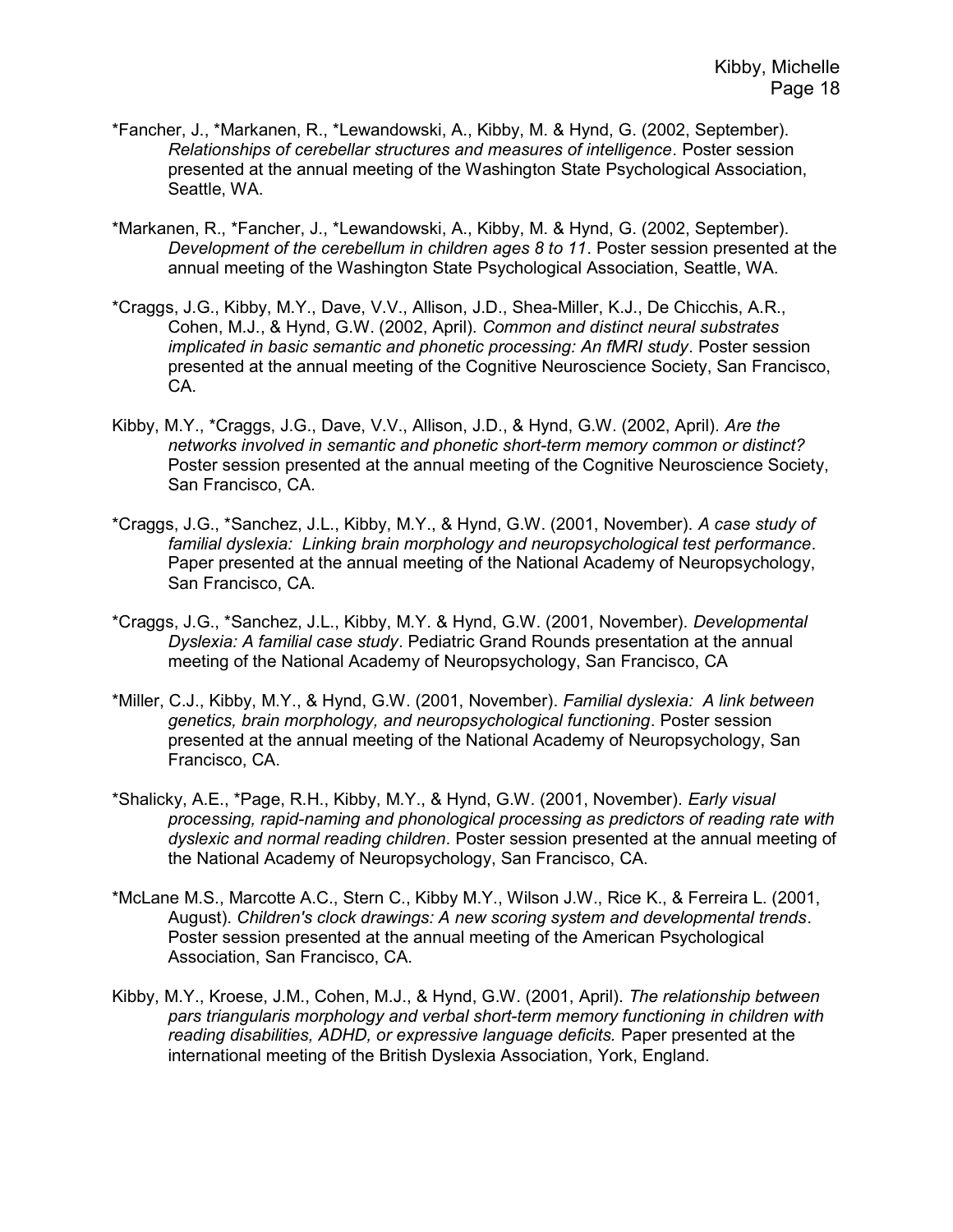*Fancher, J., *Markanen, R., *Lewandowski, A., Kibby, M. & Hynd, G. (2002, September). *Relationships of cerebellar structures and measures of intelligence*. Poster session presented at the annual meeting of the Washington State Psychological Association, Seattle, WA.

*Markanen, R., *Fancher, J., *Lewandowski, A., Kibby, M. & Hynd, G. (2002, September). *Development of the cerebellum in children ages 8 to 11*. Poster session presented at the annual meeting of the Washington State Psychological Association, Seattle, WA.

*Craggs, J.G., Kibby, M.Y., Dave, V.V., Allison, J.D., Shea-Miller, K.J., De Chicchis, A.R., Cohen, M.J., & Hynd, G.W. (2002, April). *Common and distinct neural substrates implicated in basic semantic and phonetic processing: An fMRI study*. Poster session presented at the annual meeting of the Cognitive Neuroscience Society, San Francisco, CA.

Kibby, M.Y., *Craggs, J.G., Dave, V.V., Allison, J.D., & Hynd, G.W. (2002, April). *Are the networks involved in semantic and phonetic short-term memory common or distinct?* Poster session presented at the annual meeting of the Cognitive Neuroscience Society, San Francisco, CA.

*Craggs, J.G., *Sanchez, J.L., Kibby, M.Y., & Hynd, G.W. (2001, November). *A case study of familial dyslexia: Linking brain morphology and neuropsychological test performance*. Paper presented at the annual meeting of the National Academy of Neuropsychology, San Francisco, CA.

*Craggs, J.G., *Sanchez, J.L., Kibby, M.Y. & Hynd, G.W. (2001, November). *Developmental Dyslexia: A familial case study*. Pediatric Grand Rounds presentation at the annual meeting of the National Academy of Neuropsychology, San Francisco, CA

*Miller, C.J., Kibby, M.Y., & Hynd, G.W. (2001, November). *Familial dyslexia: A link between genetics, brain morphology, and neuropsychological functioning*. Poster session presented at the annual meeting of the National Academy of Neuropsychology, San Francisco, CA.

*Shalicky, A.E., *Page, R.H., Kibby, M.Y., & Hynd, G.W. (2001, November). *Early visual processing, rapid-naming and phonological processing as predictors of reading rate with dyslexic and normal reading children*. Poster session presented at the annual meeting of the National Academy of Neuropsychology, San Francisco, CA.

*McLane M.S., Marcotte A.C., Stern C., Kibby M.Y., Wilson J.W., Rice K., & Ferreira L. (2001, August). *Children's clock drawings: A new scoring system and developmental trends*. Poster session presented at the annual meeting of the American Psychological Association, San Francisco, CA.

Kibby, M.Y., Kroese, J.M., Cohen, M.J., & Hynd, G.W. (2001, April). *The relationship between pars triangularis morphology and verbal short-term memory functioning in children with reading disabilities, ADHD, or expressive language deficits.* Paper presented at the international meeting of the British Dyslexia Association, York, England.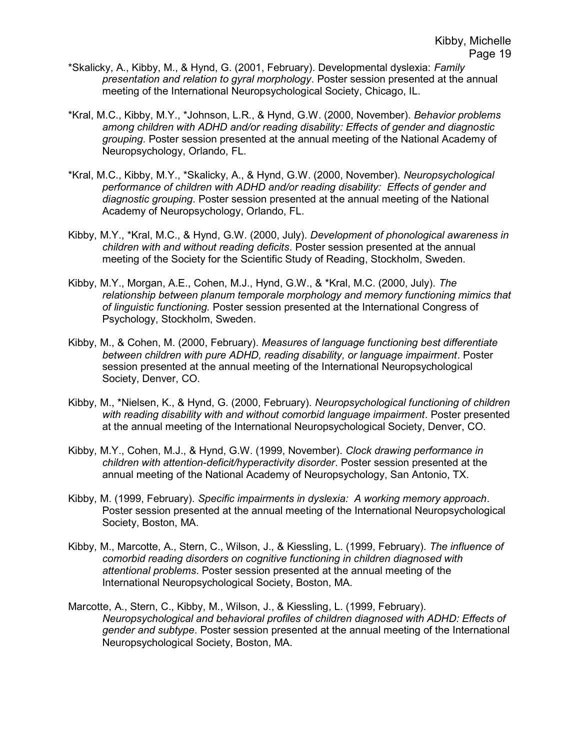*Skalicky, A., Kibby, M., & Hynd, G. (2001, February). Developmental dyslexia: *Family presentation and relation to gyral morphology*. Poster session presented at the annual meeting of the International Neuropsychological Society, Chicago, IL.

*Kral, M.C., Kibby, M.Y., *Johnson, L.R., & Hynd, G.W. (2000, November). *Behavior problems among children with ADHD and/or reading disability: Effects of gender and diagnostic grouping*. Poster session presented at the annual meeting of the National Academy of Neuropsychology, Orlando, FL.

*Kral, M.C., Kibby, M.Y., *Skalicky, A., & Hynd, G.W. (2000, November). *Neuropsychological performance of children with ADHD and/or reading disability: Effects of gender and diagnostic grouping*. Poster session presented at the annual meeting of the National Academy of Neuropsychology, Orlando, FL.

Kibby, M.Y., *Kral, M.C., & Hynd, G.W. (2000, July). *Development of phonological awareness in children with and without reading deficits*. Poster session presented at the annual meeting of the Society for the Scientific Study of Reading, Stockholm, Sweden.

Kibby, M.Y., Morgan, A.E., Cohen, M.J., Hynd, G.W., & *Kral, M.C. (2000, July). *The relationship between planum temporale morphology and memory functioning mimics that of linguistic functioning.* Poster session presented at the International Congress of Psychology, Stockholm, Sweden.

Kibby, M., & Cohen, M. (2000, February). *Measures of language functioning best differentiate between children with pure ADHD, reading disability, or language impairment*. Poster session presented at the annual meeting of the International Neuropsychological Society, Denver, CO.

Kibby, M., *Nielsen, K., & Hynd, G. (2000, February). *Neuropsychological functioning of children with reading disability with and without comorbid language impairment*. Poster presented at the annual meeting of the International Neuropsychological Society, Denver, CO.

Kibby, M.Y., Cohen, M.J., & Hynd, G.W. (1999, November). *Clock drawing performance in children with attention-deficit/hyperactivity disorder*. Poster session presented at the annual meeting of the National Academy of Neuropsychology, San Antonio, TX.

Kibby, M. (1999, February). *Specific impairments in dyslexia: A working memory approach*. Poster session presented at the annual meeting of the International Neuropsychological Society, Boston, MA.

Kibby, M., Marcotte, A., Stern, C., Wilson, J., & Kiessling, L. (1999, February). *The influence of comorbid reading disorders on cognitive functioning in children diagnosed with attentional problems*. Poster session presented at the annual meeting of the International Neuropsychological Society, Boston, MA.

Marcotte, A., Stern, C., Kibby, M., Wilson, J., & Kiessling, L. (1999, February). *Neuropsychological and behavioral profiles of children diagnosed with ADHD: Effects of gender and subtype.* Poster session presented at the annual meeting of the International Neuropsychological Society, Boston, MA.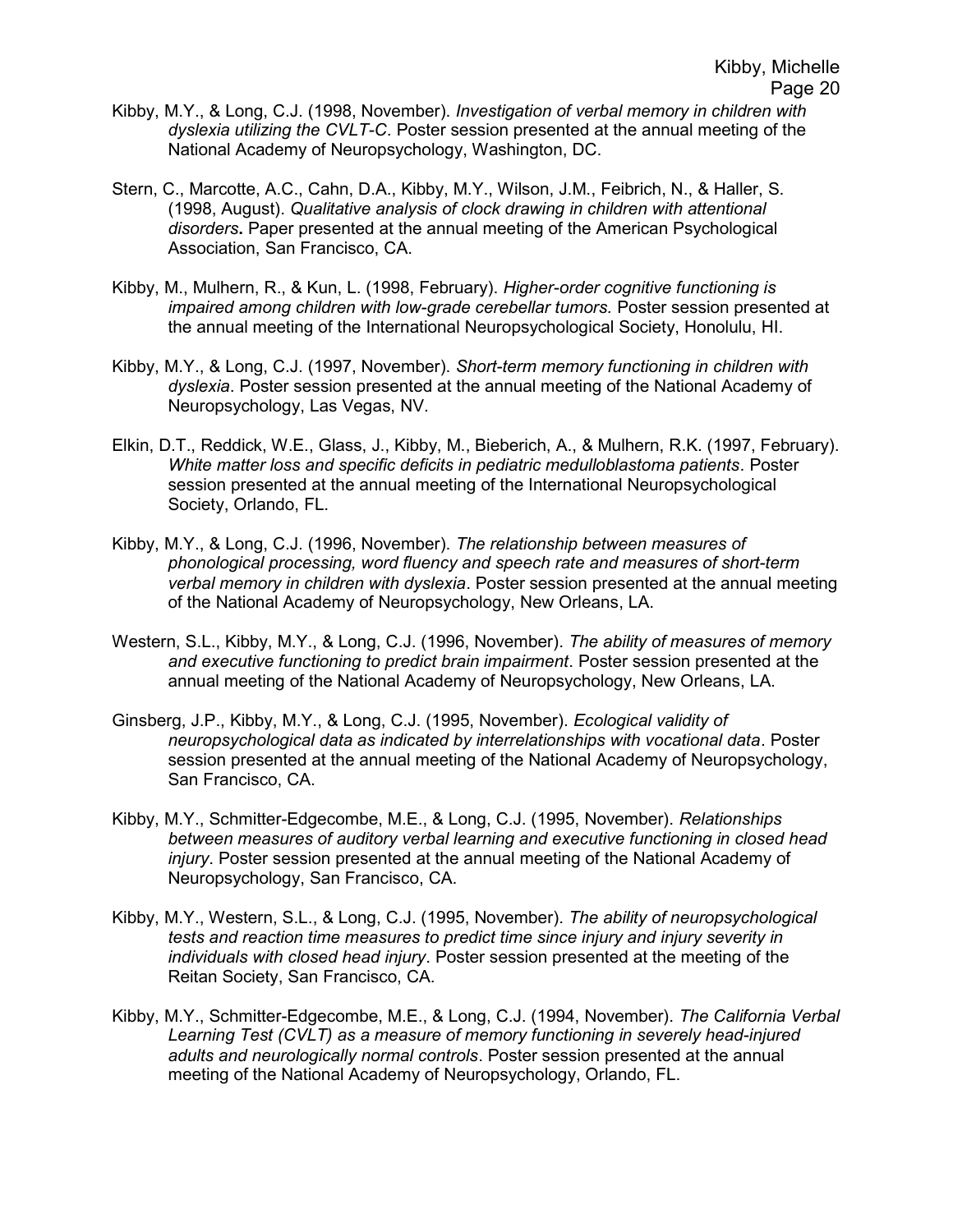Kibby, M.Y., & Long, C.J. (1998, November). *Investigation of verbal memory in children with dyslexia utilizing the CVLT-C*. Poster session presented at the annual meeting of the National Academy of Neuropsychology, Washington, DC.

Stern, C., Marcotte, A.C., Cahn, D.A., Kibby, M.Y., Wilson, J.M., Feibrich, N., & Haller, S. (1998, August). *Qualitative analysis of clock drawing in children with attentional disorders***.** Paper presented at the annual meeting of the American Psychological Association, San Francisco, CA.

Kibby, M., Mulhern, R., & Kun, L. (1998, February). *Higher-order cognitive functioning is impaired among children with low-grade cerebellar tumors.* Poster session presented at the annual meeting of the International Neuropsychological Society, Honolulu, HI.

Kibby, M.Y., & Long, C.J. (1997, November). *Short-term memory functioning in children with dyslexia*. Poster session presented at the annual meeting of the National Academy of Neuropsychology, Las Vegas, NV.

Elkin, D.T., Reddick, W.E., Glass, J., Kibby, M., Bieberich, A., & Mulhern, R.K. (1997, February). *White matter loss and specific deficits in pediatric medulloblastoma patients*. Poster session presented at the annual meeting of the International Neuropsychological Society, Orlando, FL.

Kibby, M.Y., & Long, C.J. (1996, November). *The relationship between measures of phonological processing, word fluency and speech rate and measures of short-term verbal memory in children with dyslexia*. Poster session presented at the annual meeting of the National Academy of Neuropsychology, New Orleans, LA.

Western, S.L., Kibby, M.Y., & Long, C.J. (1996, November). *The ability of measures of memory and executive functioning to predict brain impairment*. Poster session presented at the annual meeting of the National Academy of Neuropsychology, New Orleans, LA.

Ginsberg, J.P., Kibby, M.Y., & Long, C.J. (1995, November). *Ecological validity of neuropsychological data as indicated by interrelationships with vocational data*. Poster session presented at the annual meeting of the National Academy of Neuropsychology, San Francisco, CA.

Kibby, M.Y., Schmitter-Edgecombe, M.E., & Long, C.J. (1995, November). *Relationships between measures of auditory verbal learning and executive functioning in closed head injury*. Poster session presented at the annual meeting of the National Academy of Neuropsychology, San Francisco, CA.

Kibby, M.Y., Western, S.L., & Long, C.J. (1995, November). *The ability of neuropsychological tests and reaction time measures to predict time since injury and injury severity in individuals with closed head injury*. Poster session presented at the meeting of the Reitan Society, San Francisco, CA.

Kibby, M.Y., Schmitter-Edgecombe, M.E., & Long, C.J. (1994, November). *The California Verbal Learning Test (CVLT) as a measure of memory functioning in severely head-injured adults and neurologically normal controls*. Poster session presented at the annual meeting of the National Academy of Neuropsychology, Orlando, FL.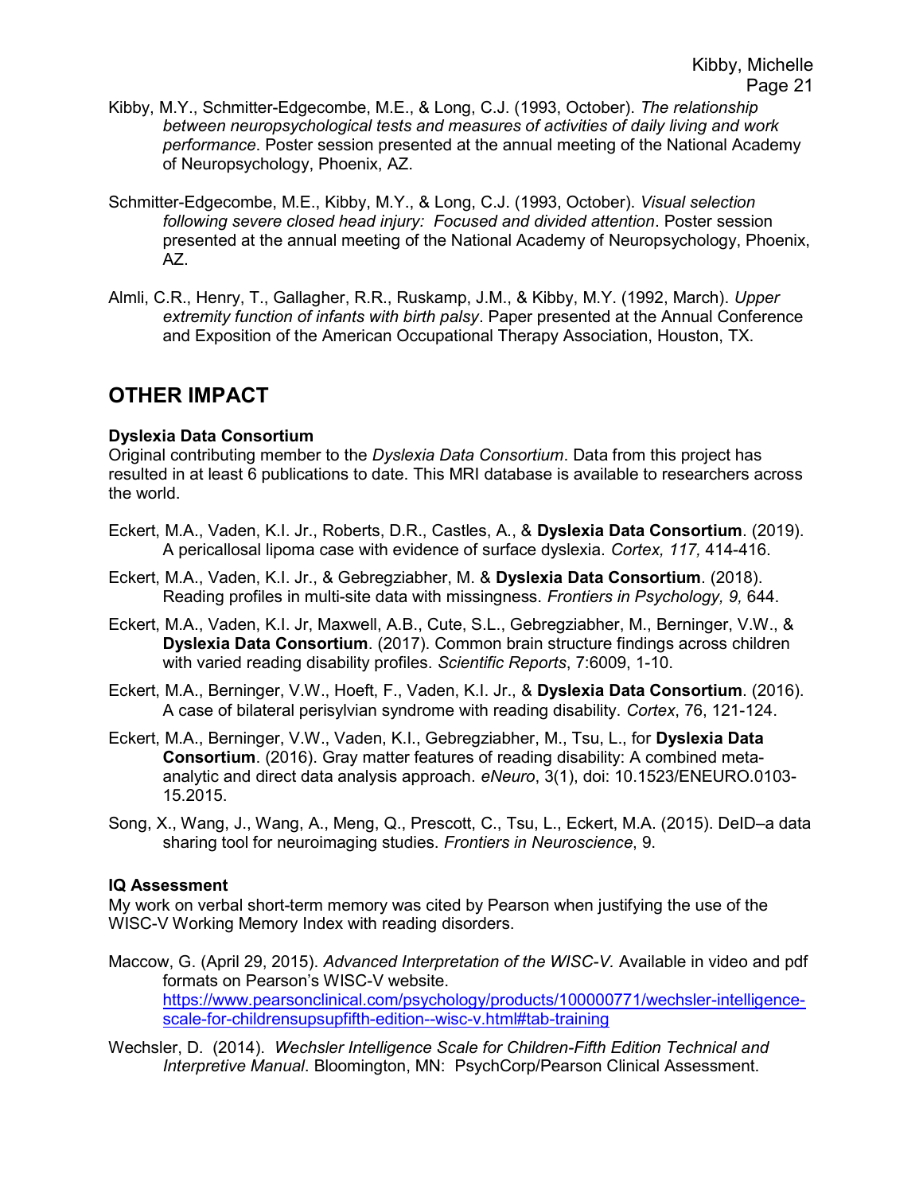Kibby, M.Y., Schmitter-Edgecombe, M.E., & Long, C.J. (1993, October). *The relationship between neuropsychological tests and measures of activities of daily living and work performance*. Poster session presented at the annual meeting of the National Academy of Neuropsychology, Phoenix, AZ.

Schmitter-Edgecombe, M.E., Kibby, M.Y., & Long, C.J. (1993, October). *Visual selection following severe closed head injury: Focused and divided attention*. Poster session presented at the annual meeting of the National Academy of Neuropsychology, Phoenix, AZ.

Almli, C.R., Henry, T., Gallagher, R.R., Ruskamp, J.M., & Kibby, M.Y. (1992, March). *Upper extremity function of infants with birth palsy*. Paper presented at the Annual Conference and Exposition of the American Occupational Therapy Association, Houston, TX.

## OTHER IMPACT

**Dyslexia Data Consortium**

Original contributing member to the *Dyslexia Data Consortium*. Data from this project has resulted in at least 6 publications to date. This MRI database is available to researchers across the world.

Eckert, M.A., Vaden, K.I. Jr., Roberts, D.R., Castles, A., & **Dyslexia Data Consortium**. (2019). A pericallosal lipoma case with evidence of surface dyslexia. *Cortex, 117,* 414-416.

Eckert, M.A., Vaden, K.I. Jr., & Gebregziabher, M. & **Dyslexia Data Consortium**. (2018). Reading profiles in multi-site data with missingness. *Frontiers in Psychology, 9,* 644.

Eckert, M.A., Vaden, K.I. Jr, Maxwell, A.B., Cute, S.L., Gebregziabher, M., Berninger, V.W., & **Dyslexia Data Consortium**. (2017). Common brain structure findings across children with varied reading disability profiles. *Scientific Reports*, 7:6009, 1-10.

Eckert, M.A., Berninger, V.W., Hoeft, F., Vaden, K.I. Jr., & **Dyslexia Data Consortium**. (2016). A case of bilateral perisylvian syndrome with reading disability. *Cortex*, 76, 121-124.

Eckert, M.A., Berninger, V.W., Vaden, K.I., Gebregziabher, M., Tsu, L., for **Dyslexia Data Consortium**. (2016). Gray matter features of reading disability: A combined meta-analytic and direct data analysis approach. *eNeuro*, 3(1), doi: 10.1523/ENEURO.0103-15.2015.

Song, X., Wang, J., Wang, A., Meng, Q., Prescott, C., Tsu, L., Eckert, M.A. (2015). DeID–a data sharing tool for neuroimaging studies. *Frontiers in Neuroscience*, 9.

**IQ Assessment**

My work on verbal short-term memory was cited by Pearson when justifying the use of the WISC-V Working Memory Index with reading disorders.

Maccow, G. (April 29, 2015). *Advanced Interpretation of the WISC-V.* Available in video and pdf formats on Pearson's WISC-V website. https://www.pearsonclinical.com/psychology/products/100000771/wechsler-intelligence-scale-for-childrensupsupfifth-edition--wisc-v.html#tab-training

Wechsler, D. (2014). *Wechsler Intelligence Scale for Children-Fifth Edition Technical and Interpretive Manual*. Bloomington, MN: PsychCorp/Pearson Clinical Assessment.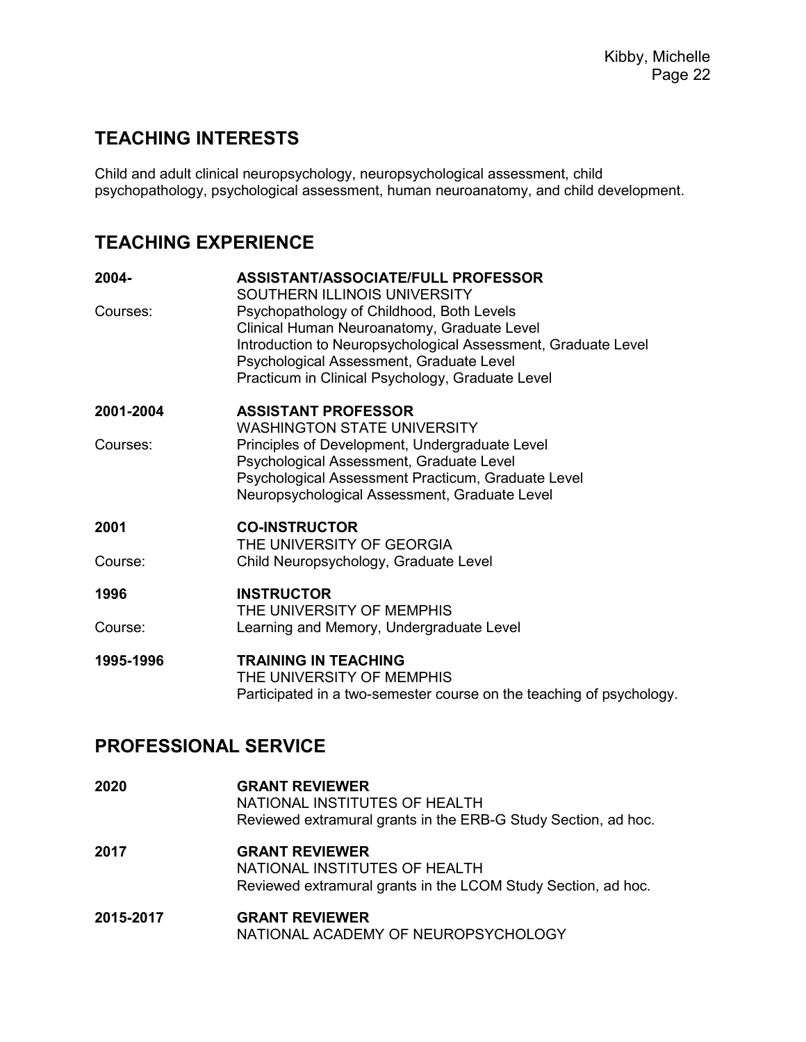## TEACHING INTERESTS

Child and adult clinical neuropsychology, neuropsychological assessment, child psychopathology, psychological assessment, human neuroanatomy, and child development.

## TEACHING EXPERIENCE

**2004-** **ASSISTANT/ASSOCIATE/FULL PROFESSOR**
SOUTHERN ILLINOIS UNIVERSITY

Courses:
Psychopathology of Childhood, Both Levels
Clinical Human Neuroanatomy, Graduate Level
Introduction to Neuropsychological Assessment, Graduate Level
Psychological Assessment, Graduate Level
Practicum in Clinical Psychology, Graduate Level

**2001-2004** **ASSISTANT PROFESSOR**
WASHINGTON STATE UNIVERSITY

Courses:
Principles of Development, Undergraduate Level
Psychological Assessment, Graduate Level
Psychological Assessment Practicum, Graduate Level
Neuropsychological Assessment, Graduate Level

**2001** **CO-INSTRUCTOR**
THE UNIVERSITY OF GEORGIA

Course:
Child Neuropsychology, Graduate Level

**1996** **INSTRUCTOR**
THE UNIVERSITY OF MEMPHIS

Course:
Learning and Memory, Undergraduate Level

**1995-1996** **TRAINING IN TEACHING**
THE UNIVERSITY OF MEMPHIS
Participated in a two-semester course on the teaching of psychology.

## PROFESSIONAL SERVICE

**2020** **GRANT REVIEWER**
NATIONAL INSTITUTES OF HEALTH
Reviewed extramural grants in the ERB-G Study Section, ad hoc.

**2017** **GRANT REVIEWER**
NATIONAL INSTITUTES OF HEALTH
Reviewed extramural grants in the LCOM Study Section, ad hoc.

**2015-2017** **GRANT REVIEWER**
NATIONAL ACADEMY OF NEUROPSYCHOLOGY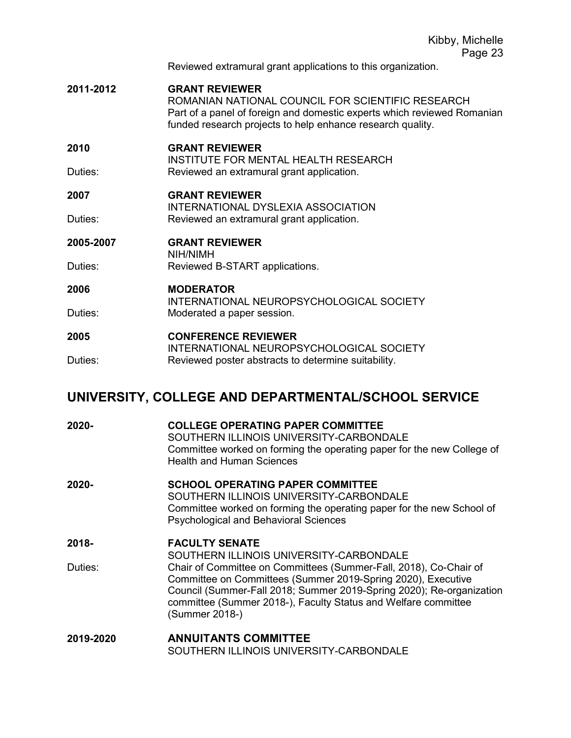Reviewed extramural grant applications to this organization.

**2011-2012** **GRANT REVIEWER**
ROMANIAN NATIONAL COUNCIL FOR SCIENTIFIC RESEARCH
Part of a panel of foreign and domestic experts which reviewed Romanian funded research projects to help enhance research quality.

**2010** **GRANT REVIEWER**
INSTITUTE FOR MENTAL HEALTH RESEARCH
Duties: Reviewed an extramural grant application.

**2007** **GRANT REVIEWER**
INTERNATIONAL DYSLEXIA ASSOCIATION
Duties: Reviewed an extramural grant application.

**2005-2007** **GRANT REVIEWER**
NIH/NIMH
Duties: Reviewed B-START applications.

**2006** **MODERATOR**
INTERNATIONAL NEUROPSYCHOLOGICAL SOCIETY
Duties: Moderated a paper session.

**2005** **CONFERENCE REVIEWER**
INTERNATIONAL NEUROPSYCHOLOGICAL SOCIETY
Duties: Reviewed poster abstracts to determine suitability.

## UNIVERSITY, COLLEGE AND DEPARTMENTAL/SCHOOL SERVICE

**2020-** **COLLEGE OPERATING PAPER COMMITTEE**
SOUTHERN ILLINOIS UNIVERSITY-CARBONDALE
Committee worked on forming the operating paper for the new College of Health and Human Sciences

**2020-** **SCHOOL OPERATING PAPER COMMITTEE**
SOUTHERN ILLINOIS UNIVERSITY-CARBONDALE
Committee worked on forming the operating paper for the new School of Psychological and Behavioral Sciences

**2018-** **FACULTY SENATE**
SOUTHERN ILLINOIS UNIVERSITY-CARBONDALE
Duties: Chair of Committee on Committees (Summer-Fall, 2018), Co-Chair of Committee on Committees (Summer 2019-Spring 2020), Executive Council (Summer-Fall 2018; Summer 2019-Spring 2020); Re-organization committee (Summer 2018-), Faculty Status and Welfare committee (Summer 2018-)

**2019-2020** **ANNUITANTS COMMITTEE**
SOUTHERN ILLINOIS UNIVERSITY-CARBONDALE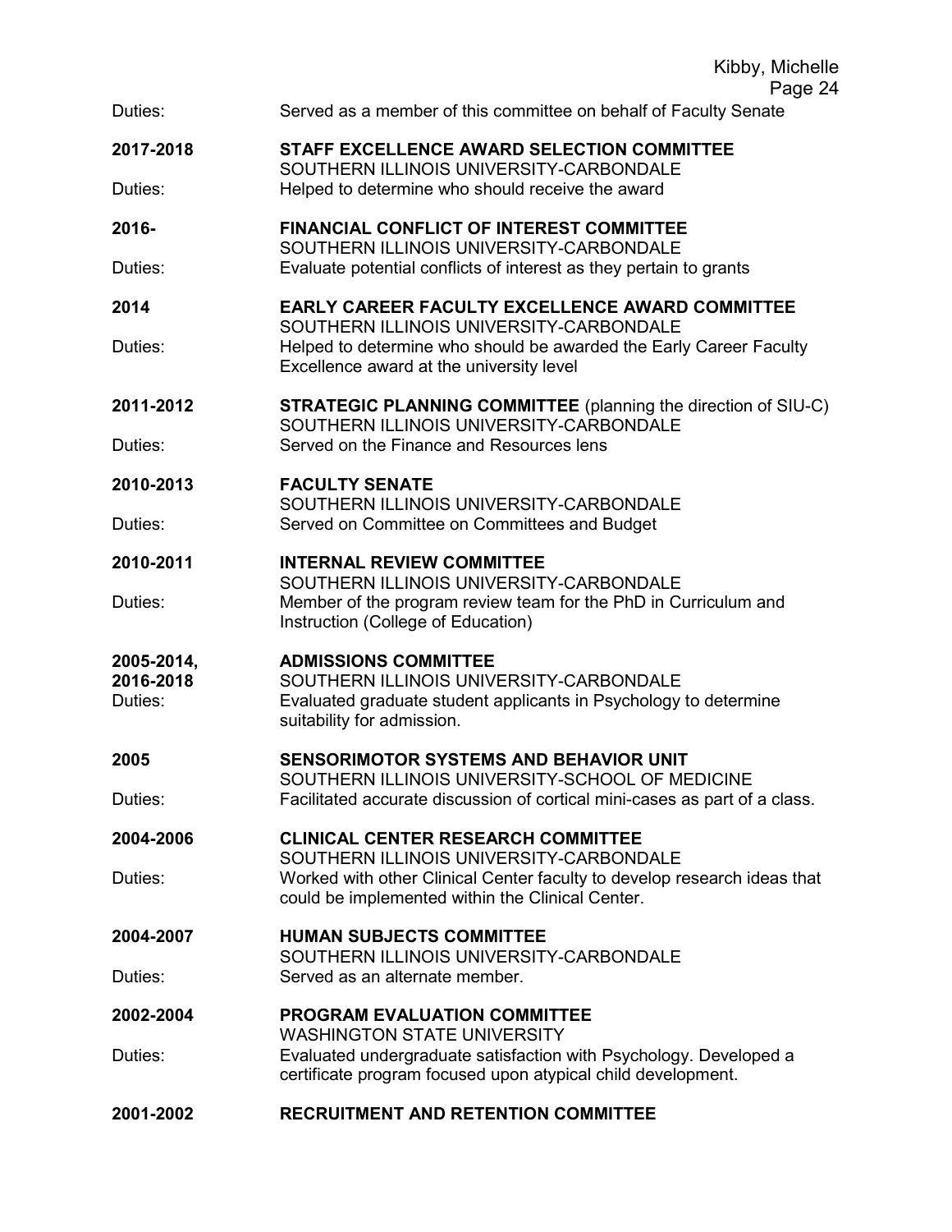Duties: Served as a member of this committee on behalf of Faculty Senate

**2017-2018** **STAFF EXCELLENCE AWARD SELECTION COMMITTEE**
SOUTHERN ILLINOIS UNIVERSITY-CARBONDALE
Duties: Helped to determine who should receive the award

**2016-** **FINANCIAL CONFLICT OF INTEREST COMMITTEE**
SOUTHERN ILLINOIS UNIVERSITY-CARBONDALE
Duties: Evaluate potential conflicts of interest as they pertain to grants

**2014** **EARLY CAREER FACULTY EXCELLENCE AWARD COMMITTEE**
SOUTHERN ILLINOIS UNIVERSITY-CARBONDALE
Duties: Helped to determine who should be awarded the Early Career Faculty Excellence award at the university level

**2011-2012** **STRATEGIC PLANNING COMMITTEE** (planning the direction of SIU-C)
SOUTHERN ILLINOIS UNIVERSITY-CARBONDALE
Duties: Served on the Finance and Resources lens

**2010-2013** **FACULTY SENATE**
SOUTHERN ILLINOIS UNIVERSITY-CARBONDALE
Duties: Served on Committee on Committees and Budget

**2010-2011** **INTERNAL REVIEW COMMITTEE**
SOUTHERN ILLINOIS UNIVERSITY-CARBONDALE
Duties: Member of the program review team for the PhD in Curriculum and Instruction (College of Education)

**2005-2014, 2016-2018** **ADMISSIONS COMMITTEE**
SOUTHERN ILLINOIS UNIVERSITY-CARBONDALE
Duties: Evaluated graduate student applicants in Psychology to determine suitability for admission.

**2005** **SENSORIMOTOR SYSTEMS AND BEHAVIOR UNIT**
SOUTHERN ILLINOIS UNIVERSITY-SCHOOL OF MEDICINE
Duties: Facilitated accurate discussion of cortical mini-cases as part of a class.

**2004-2006** **CLINICAL CENTER RESEARCH COMMITTEE**
SOUTHERN ILLINOIS UNIVERSITY-CARBONDALE
Duties: Worked with other Clinical Center faculty to develop research ideas that could be implemented within the Clinical Center.

**2004-2007** **HUMAN SUBJECTS COMMITTEE**
SOUTHERN ILLINOIS UNIVERSITY-CARBONDALE
Duties: Served as an alternate member.

**2002-2004** **PROGRAM EVALUATION COMMITTEE**
WASHINGTON STATE UNIVERSITY
Duties: Evaluated undergraduate satisfaction with Psychology. Developed a certificate program focused upon atypical child development.

**2001-2002** **RECRUITMENT AND RETENTION COMMITTEE**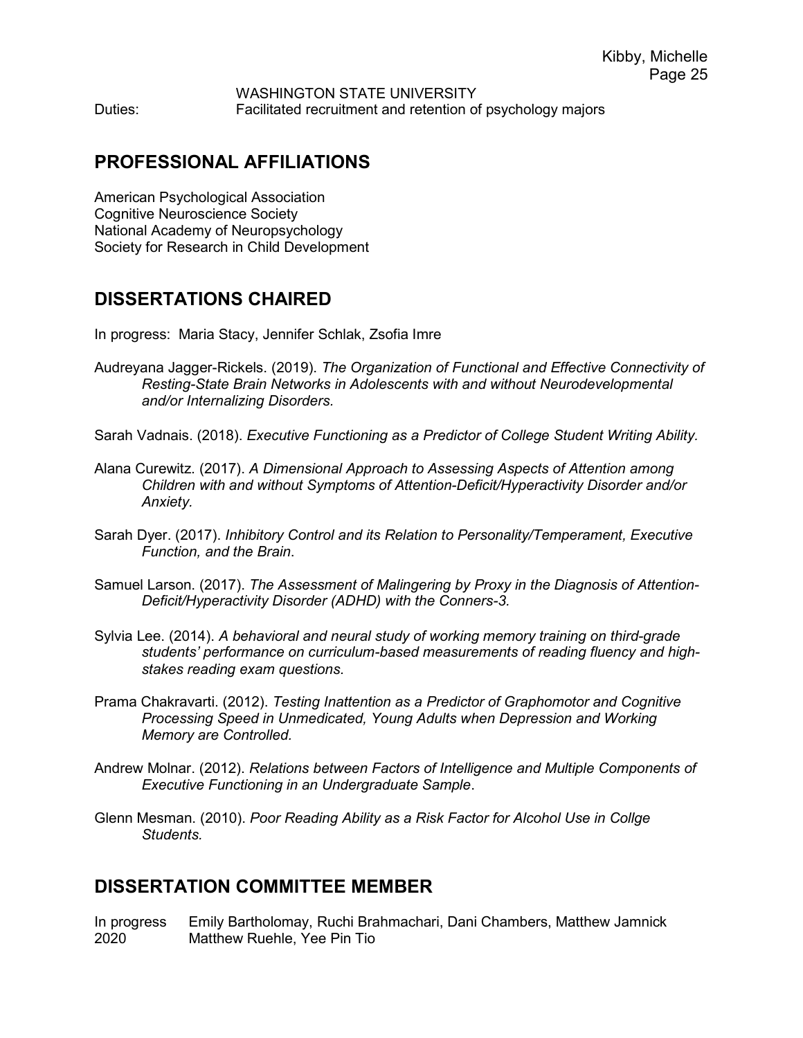WASHINGTON STATE UNIVERSITY

Duties: Facilitated recruitment and retention of psychology majors

## PROFESSIONAL AFFILIATIONS

American Psychological Association
Cognitive Neuroscience Society
National Academy of Neuropsychology
Society for Research in Child Development

## DISSERTATIONS CHAIRED

In progress: Maria Stacy, Jennifer Schlak, Zsofia Imre

Audreyana Jagger-Rickels. (2019). *The Organization of Functional and Effective Connectivity of Resting-State Brain Networks in Adolescents with and without Neurodevelopmental and/or Internalizing Disorders.*

Sarah Vadnais. (2018). *Executive Functioning as a Predictor of College Student Writing Ability.*

Alana Curewitz. (2017). *A Dimensional Approach to Assessing Aspects of Attention among Children with and without Symptoms of Attention-Deficit/Hyperactivity Disorder and/or Anxiety.*

Sarah Dyer. (2017). *Inhibitory Control and its Relation to Personality/Temperament, Executive Function, and the Brain*.

Samuel Larson. (2017). *The Assessment of Malingering by Proxy in the Diagnosis of Attention-Deficit/Hyperactivity Disorder (ADHD) with the Conners-3.*

Sylvia Lee. (2014). *A behavioral and neural study of working memory training on third-grade students' performance on curriculum-based measurements of reading fluency and high-stakes reading exam questions.*

Prama Chakravarti. (2012). *Testing Inattention as a Predictor of Graphomotor and Cognitive Processing Speed in Unmedicated, Young Adults when Depression and Working Memory are Controlled.*

Andrew Molnar. (2012). *Relations between Factors of Intelligence and Multiple Components of Executive Functioning in an Undergraduate Sample*.

Glenn Mesman. (2010). *Poor Reading Ability as a Risk Factor for Alcohol Use in Collge Students.*

## DISSERTATION COMMITTEE MEMBER

In progress Emily Bartholomay, Ruchi Brahmachari, Dani Chambers, Matthew Jamnick
2020 Matthew Ruehle, Yee Pin Tio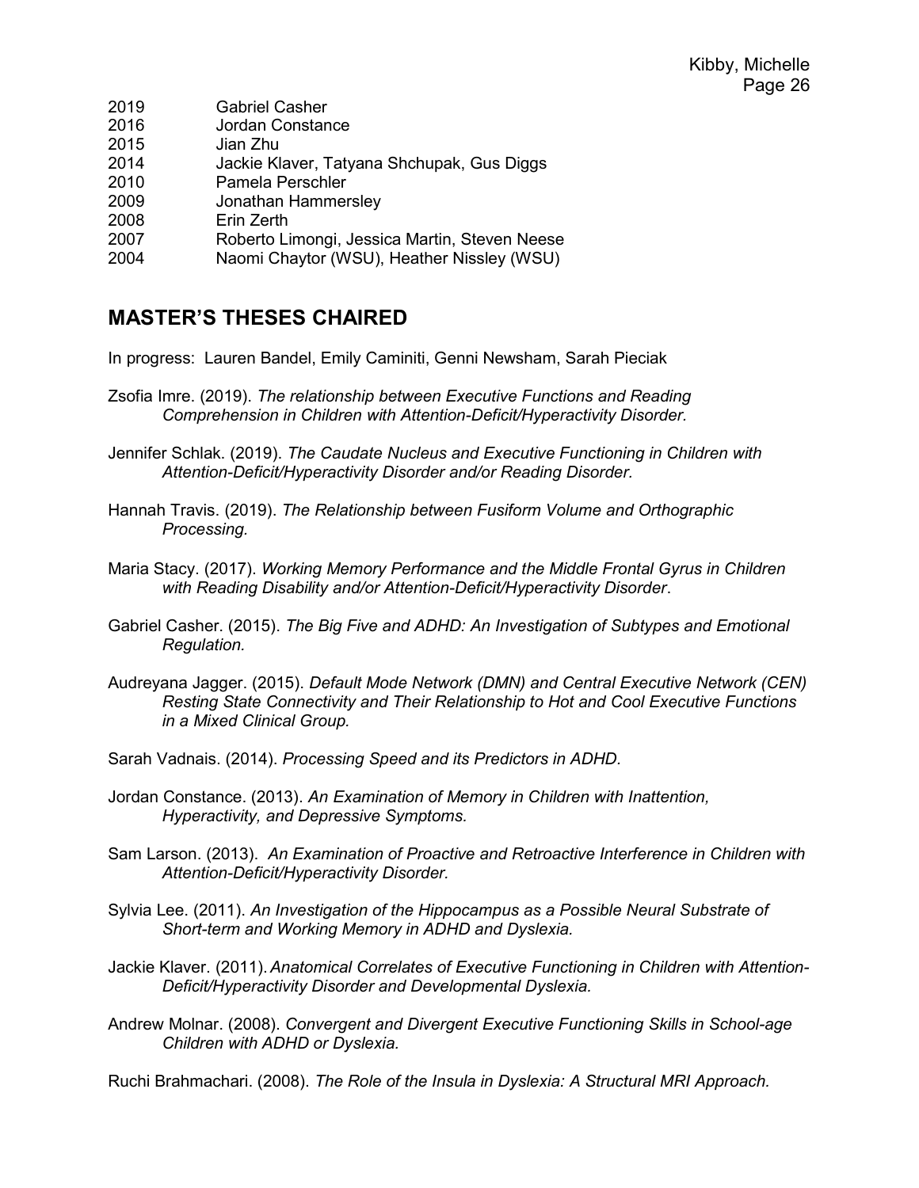2019 Gabriel Casher
2016 Jordan Constance
2015 Jian Zhu
2014 Jackie Klaver, Tatyana Shchupak, Gus Diggs
2010 Pamela Perschler
2009 Jonathan Hammersley
2008 Erin Zerth
2007 Roberto Limongi, Jessica Martin, Steven Neese
2004 Naomi Chaytor (WSU), Heather Nissley (WSU)

## MASTER'S THESES CHAIRED

In progress: Lauren Bandel, Emily Caminiti, Genni Newsham, Sarah Pieciak

Zsofia Imre. (2019). *The relationship between Executive Functions and Reading Comprehension in Children with Attention-Deficit/Hyperactivity Disorder.*

Jennifer Schlak. (2019). *The Caudate Nucleus and Executive Functioning in Children with Attention-Deficit/Hyperactivity Disorder and/or Reading Disorder.*

Hannah Travis. (2019). *The Relationship between Fusiform Volume and Orthographic Processing.*

Maria Stacy. (2017). *Working Memory Performance and the Middle Frontal Gyrus in Children with Reading Disability and/or Attention-Deficit/Hyperactivity Disorder*.

Gabriel Casher. (2015). *The Big Five and ADHD: An Investigation of Subtypes and Emotional Regulation.*

Audreyana Jagger. (2015). *Default Mode Network (DMN) and Central Executive Network (CEN) Resting State Connectivity and Their Relationship to Hot and Cool Executive Functions in a Mixed Clinical Group.*

Sarah Vadnais. (2014). *Processing Speed and its Predictors in ADHD*.

Jordan Constance. (2013). *An Examination of Memory in Children with Inattention, Hyperactivity, and Depressive Symptoms.*

Sam Larson. (2013). *An Examination of Proactive and Retroactive Interference in Children with Attention-Deficit/Hyperactivity Disorder.*

Sylvia Lee. (2011). *An Investigation of the Hippocampus as a Possible Neural Substrate of Short-term and Working Memory in ADHD and Dyslexia.*

Jackie Klaver. (2011). *Anatomical Correlates of Executive Functioning in Children with Attention-Deficit/Hyperactivity Disorder and Developmental Dyslexia.*

Andrew Molnar. (2008). *Convergent and Divergent Executive Functioning Skills in School-age Children with ADHD or Dyslexia.*

Ruchi Brahmachari. (2008). *The Role of the Insula in Dyslexia: A Structural MRI Approach.*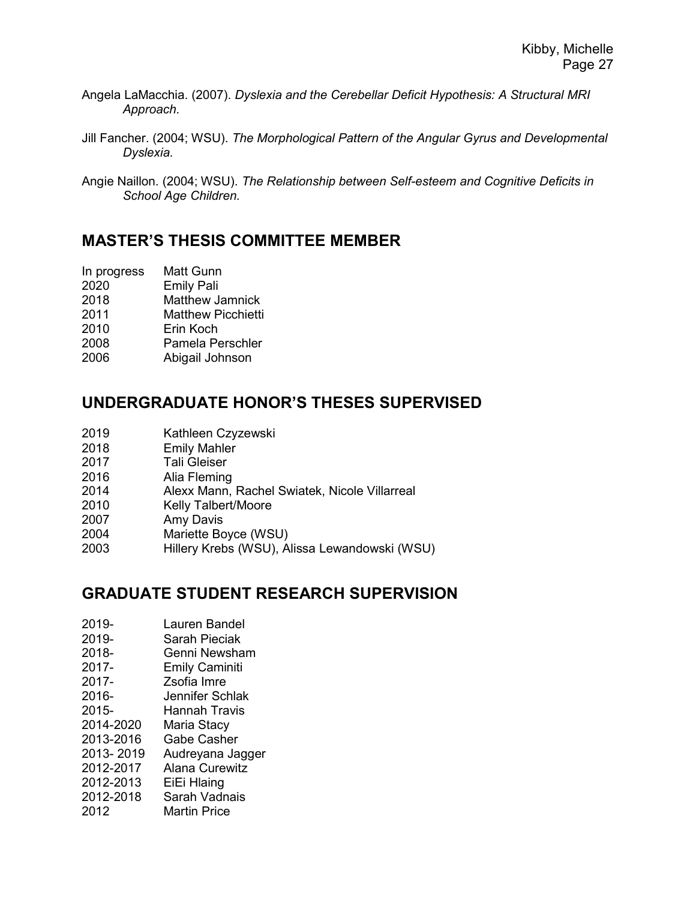Angela LaMacchia. (2007). *Dyslexia and the Cerebellar Deficit Hypothesis: A Structural MRI Approach.*

Jill Fancher. (2004; WSU). *The Morphological Pattern of the Angular Gyrus and Developmental Dyslexia.*

Angie Naillon. (2004; WSU). *The Relationship between Self-esteem and Cognitive Deficits in School Age Children.*

## MASTER'S THESIS COMMITTEE MEMBER

In progress Matt Gunn
2020 Emily Pali
2018 Matthew Jamnick
2011 Matthew Picchietti
2010 Erin Koch
2008 Pamela Perschler
2006 Abigail Johnson

## UNDERGRADUATE HONOR'S THESES SUPERVISED

2019 Kathleen Czyzewski
2018 Emily Mahler
2017 Tali Gleiser
2016 Alia Fleming
2014 Alexx Mann, Rachel Swiatek, Nicole Villarreal
2010 Kelly Talbert/Moore
2007 Amy Davis
2004 Mariette Boyce (WSU)
2003 Hillery Krebs (WSU), Alissa Lewandowski (WSU)

## GRADUATE STUDENT RESEARCH SUPERVISION

2019- Lauren Bandel
2019- Sarah Pieciak
2018- Genni Newsham
2017- Emily Caminiti
2017- Zsofia Imre
2016- Jennifer Schlak
2015- Hannah Travis
2014-2020 Maria Stacy
2013-2016 Gabe Casher
2013- 2019 Audreyana Jagger
2012-2017 Alana Curewitz
2012-2013 EiEi Hlaing
2012-2018 Sarah Vadnais
2012 Martin Price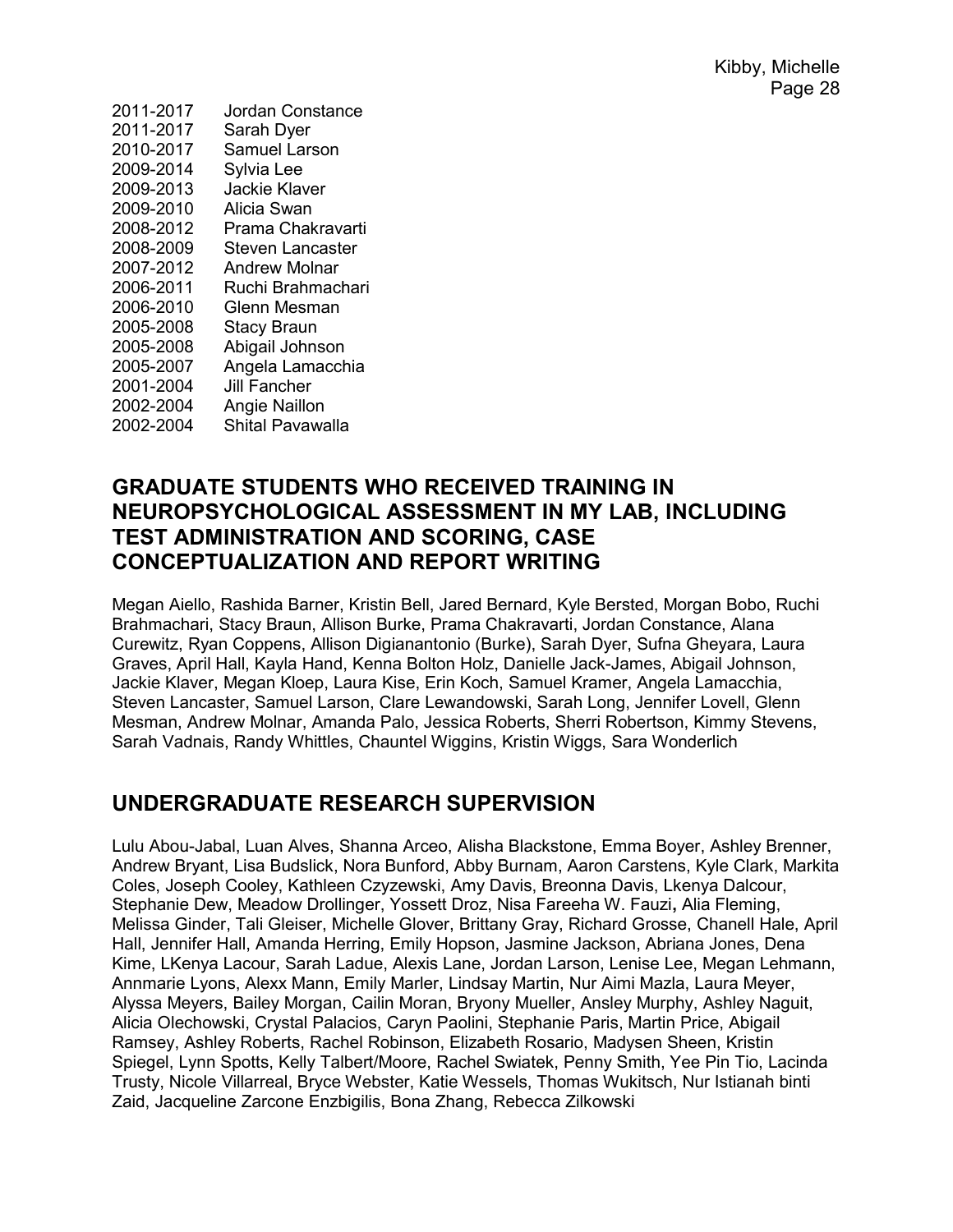2011-2017 Jordan Constance
2011-2017 Sarah Dyer
2010-2017 Samuel Larson
2009-2014 Sylvia Lee
2009-2013 Jackie Klaver
2009-2010 Alicia Swan
2008-2012 Prama Chakravarti
2008-2009 Steven Lancaster
2007-2012 Andrew Molnar
2006-2011 Ruchi Brahmachari
2006-2010 Glenn Mesman
2005-2008 Stacy Braun
2005-2008 Abigail Johnson
2005-2007 Angela Lamacchia
2001-2004 Jill Fancher
2002-2004 Angie Naillon
2002-2004 Shital Pavawalla

## GRADUATE STUDENTS WHO RECEIVED TRAINING IN NEUROPSYCHOLOGICAL ASSESSMENT IN MY LAB, INCLUDING TEST ADMINISTRATION AND SCORING, CASE CONCEPTUALIZATION AND REPORT WRITING

Megan Aiello, Rashida Barner, Kristin Bell, Jared Bernard, Kyle Bersted, Morgan Bobo, Ruchi Brahmachari, Stacy Braun, Allison Burke, Prama Chakravarti, Jordan Constance, Alana Curewitz, Ryan Coppens, Allison Digianantonio (Burke), Sarah Dyer, Sufna Gheyara, Laura Graves, April Hall, Kayla Hand, Kenna Bolton Holz, Danielle Jack-James, Abigail Johnson, Jackie Klaver, Megan Kloep, Laura Kise, Erin Koch, Samuel Kramer, Angela Lamacchia, Steven Lancaster, Samuel Larson, Clare Lewandowski, Sarah Long, Jennifer Lovell, Glenn Mesman, Andrew Molnar, Amanda Palo, Jessica Roberts, Sherri Robertson, Kimmy Stevens, Sarah Vadnais, Randy Whittles, Chauntel Wiggins, Kristin Wiggs, Sara Wonderlich

## UNDERGRADUATE RESEARCH SUPERVISION

Lulu Abou-Jabal, Luan Alves, Shanna Arceo, Alisha Blackstone, Emma Boyer, Ashley Brenner, Andrew Bryant, Lisa Budslick, Nora Bunford, Abby Burnam, Aaron Carstens, Kyle Clark, Markita Coles, Joseph Cooley, Kathleen Czyzewski, Amy Davis, Breonna Davis, Lkenya Dalcour, Stephanie Dew, Meadow Drollinger, Yossett Droz, Nisa Fareeha W. Fauzi, Alia Fleming, Melissa Ginder, Tali Gleiser, Michelle Glover, Brittany Gray, Richard Grosse, Chanell Hale, April Hall, Jennifer Hall, Amanda Herring, Emily Hopson, Jasmine Jackson, Abriana Jones, Dena Kime, LKenya Lacour, Sarah Ladue, Alexis Lane, Jordan Larson, Lenise Lee, Megan Lehmann, Annmarie Lyons, Alexx Mann, Emily Marler, Lindsay Martin, Nur Aimi Mazla, Laura Meyer, Alyssa Meyers, Bailey Morgan, Cailin Moran, Bryony Mueller, Ansley Murphy, Ashley Naguit, Alicia Olechowski, Crystal Palacios, Caryn Paolini, Stephanie Paris, Martin Price, Abigail Ramsey, Ashley Roberts, Rachel Robinson, Elizabeth Rosario, Madysen Sheen, Kristin Spiegel, Lynn Spotts, Kelly Talbert/Moore, Rachel Swiatek, Penny Smith, Yee Pin Tio, Lacinda Trusty, Nicole Villarreal, Bryce Webster, Katie Wessels, Thomas Wukitsch, Nur Istianah binti Zaid, Jacqueline Zarcone Enzbigilis, Bona Zhang, Rebecca Zilkowski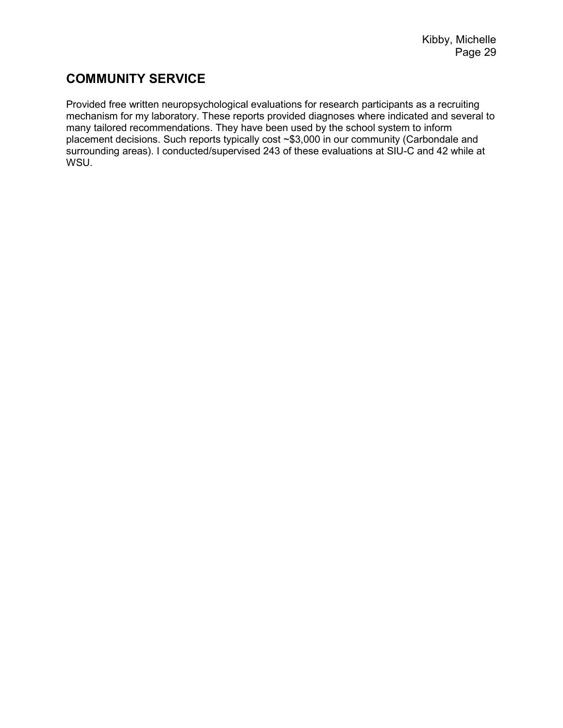## COMMUNITY SERVICE

Provided free written neuropsychological evaluations for research participants as a recruiting mechanism for my laboratory. These reports provided diagnoses where indicated and several to many tailored recommendations. They have been used by the school system to inform placement decisions. Such reports typically cost ~$3,000 in our community (Carbondale and surrounding areas). I conducted/supervised 243 of these evaluations at SIU-C and 42 while at WSU.